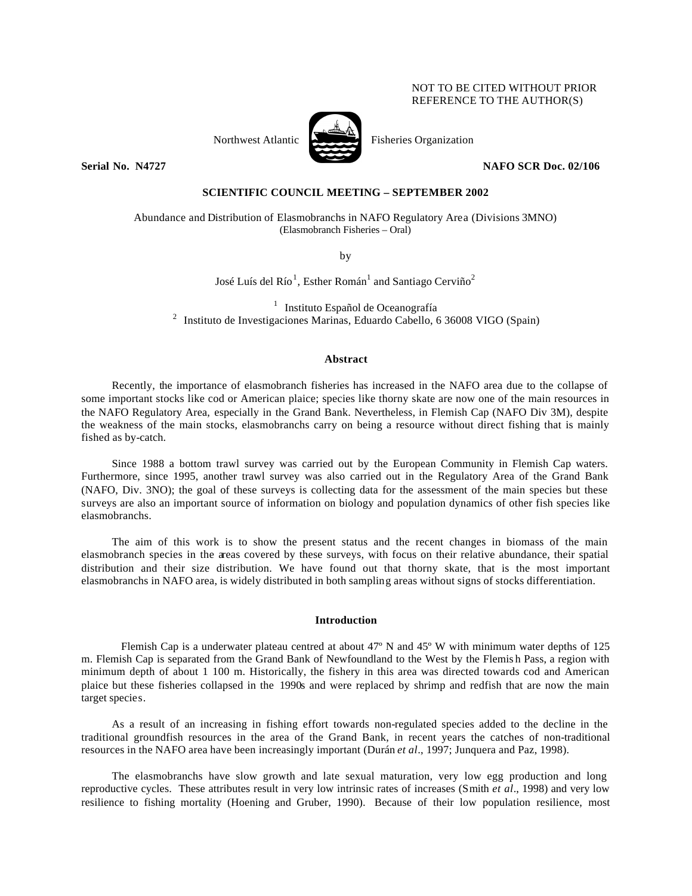NOT TO BE CITED WITHOUT PRIOR
REFERENCE TO THE AUTHOR(S)

Northwest Atlantic Fisheries Organization

**Serial No. N4727** **NAFO SCR Doc. 02/106**

**SCIENTIFIC COUNCIL MEETING – SEPTEMBER 2002**

# Abundance and Distribution of Elasmobranchs in NAFO Regulatory Area (Divisions 3MNO)

(Elasmobranch Fisheries – Oral)

by

José Luís del Río[1], Esther Román[1] and Santiago Cerviño[2]

[1] Instituto Español de Oceanografía
[2] Instituto de Investigaciones Marinas, Eduardo Cabello, 6 36008 VIGO (Spain)

## Abstract

Recently, the importance of elasmobranch fisheries has increased in the NAFO area due to the collapse of some important stocks like cod or American plaice; species like thorny skate are now one of the main resources in the NAFO Regulatory Area, especially in the Grand Bank. Nevertheless, in Flemish Cap (NAFO Div 3M), despite the weakness of the main stocks, elasmobranchs carry on being a resource without direct fishing that is mainly fished as by-catch.

Since 1988 a bottom trawl survey was carried out by the European Community in Flemish Cap waters. Furthermore, since 1995, another trawl survey was also carried out in the Regulatory Area of the Grand Bank (NAFO, Div. 3NO); the goal of these surveys is collecting data for the assessment of the main species but these surveys are also an important source of information on biology and population dynamics of other fish species like elasmobranchs.

The aim of this work is to show the present status and the recent changes in biomass of the main elasmobranch species in the areas covered by these surveys, with focus on their relative abundance, their spatial distribution and their size distribution. We have found out that thorny skate, that is the most important elasmobranchs in NAFO area, is widely distributed in both sampling areas without signs of stocks differentiation.

## Introduction

Flemish Cap is a underwater plateau centred at about 47º N and 45º W with minimum water depths of 125 m. Flemish Cap is separated from the Grand Bank of Newfoundland to the West by the Flemish Pass, a region with minimum depth of about 1 100 m. Historically, the fishery in this area was directed towards cod and American plaice but these fisheries collapsed in the 1990s and were replaced by shrimp and redfish that are now the main target species.

As a result of an increasing in fishing effort towards non-regulated species added to the decline in the traditional groundfish resources in the area of the Grand Bank, in recent years the catches of non-traditional resources in the NAFO area have been increasingly important (Durán *et al*., 1997; Junquera and Paz, 1998).

The elasmobranchs have slow growth and late sexual maturation, very low egg production and long reproductive cycles. These attributes result in very low intrinsic rates of increases (Smith *et al*., 1998) and very low resilience to fishing mortality (Hoening and Gruber, 1990). Because of their low population resilience, most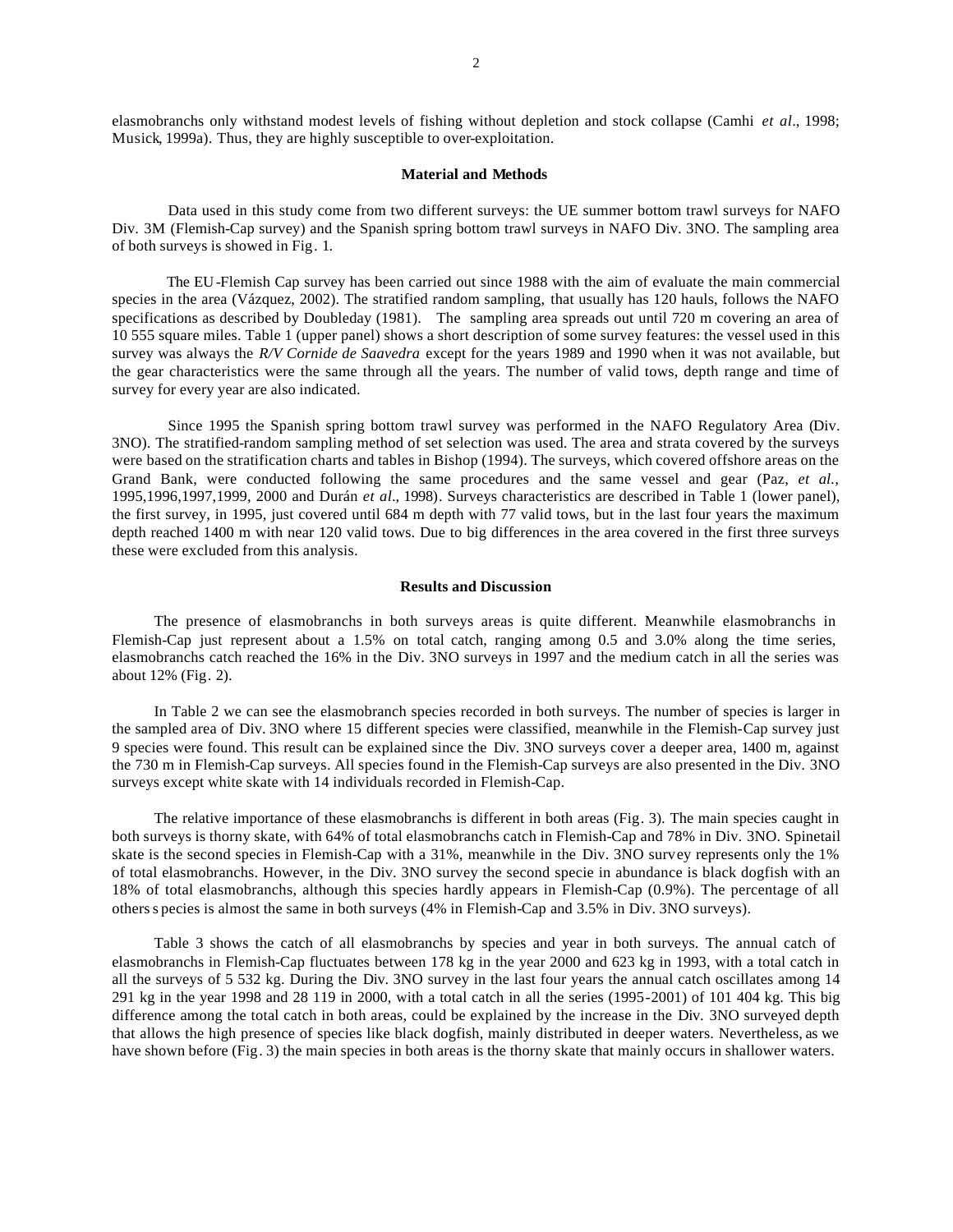elasmobranchs only withstand modest levels of fishing without depletion and stock collapse (Camhi *et al*., 1998; Musick, 1999a). Thus, they are highly susceptible to over-exploitation.

## Material and Methods

Data used in this study come from two different surveys: the UE summer bottom trawl surveys for NAFO Div. 3M (Flemish-Cap survey) and the Spanish spring bottom trawl surveys in NAFO Div. 3NO. The sampling area of both surveys is showed in Fig. 1.

The EU-Flemish Cap survey has been carried out since 1988 with the aim of evaluate the main commercial species in the area (Vázquez, 2002). The stratified random sampling, that usually has 120 hauls, follows the NAFO specifications as described by Doubleday (1981). The sampling area spreads out until 720 m covering an area of 10 555 square miles. Table 1 (upper panel) shows a short description of some survey features: the vessel used in this survey was always the *R/V Cornide de Saavedra* except for the years 1989 and 1990 when it was not available, but the gear characteristics were the same through all the years. The number of valid tows, depth range and time of survey for every year are also indicated.

Since 1995 the Spanish spring bottom trawl survey was performed in the NAFO Regulatory Area (Div. 3NO). The stratified-random sampling method of set selection was used. The area and strata covered by the surveys were based on the stratification charts and tables in Bishop (1994). The surveys, which covered offshore areas on the Grand Bank, were conducted following the same procedures and the same vessel and gear (Paz, *et al.*, 1995,1996,1997,1999, 2000 and Durán *et al*., 1998). Surveys characteristics are described in Table 1 (lower panel), the first survey, in 1995, just covered until 684 m depth with 77 valid tows, but in the last four years the maximum depth reached 1400 m with near 120 valid tows. Due to big differences in the area covered in the first three surveys these were excluded from this analysis.

## Results and Discussion

The presence of elasmobranchs in both surveys areas is quite different. Meanwhile elasmobranchs in Flemish-Cap just represent about a 1.5% on total catch, ranging among 0.5 and 3.0% along the time series, elasmobranchs catch reached the 16% in the Div. 3NO surveys in 1997 and the medium catch in all the series was about 12% (Fig. 2).

In Table 2 we can see the elasmobranch species recorded in both surveys. The number of species is larger in the sampled area of Div. 3NO where 15 different species were classified, meanwhile in the Flemish-Cap survey just 9 species were found. This result can be explained since the Div. 3NO surveys cover a deeper area, 1400 m, against the 730 m in Flemish-Cap surveys. All species found in the Flemish-Cap surveys are also presented in the Div. 3NO surveys except white skate with 14 individuals recorded in Flemish-Cap.

The relative importance of these elasmobranchs is different in both areas (Fig. 3). The main species caught in both surveys is thorny skate, with 64% of total elasmobranchs catch in Flemish-Cap and 78% in Div. 3NO. Spinetail skate is the second species in Flemish-Cap with a 31%, meanwhile in the Div. 3NO survey represents only the 1% of total elasmobranchs. However, in the Div. 3NO survey the second specie in abundance is black dogfish with an 18% of total elasmobranchs, although this species hardly appears in Flemish-Cap (0.9%). The percentage of all others species is almost the same in both surveys (4% in Flemish-Cap and 3.5% in Div. 3NO surveys).

Table 3 shows the catch of all elasmobranchs by species and year in both surveys. The annual catch of elasmobranchs in Flemish-Cap fluctuates between 178 kg in the year 2000 and 623 kg in 1993, with a total catch in all the surveys of 5 532 kg. During the Div. 3NO survey in the last four years the annual catch oscillates among 14 291 kg in the year 1998 and 28 119 in 2000, with a total catch in all the series (1995-2001) of 101 404 kg. This big difference among the total catch in both areas, could be explained by the increase in the Div. 3NO surveyed depth that allows the high presence of species like black dogfish, mainly distributed in deeper waters. Nevertheless, as we have shown before (Fig. 3) the main species in both areas is the thorny skate that mainly occurs in shallower waters.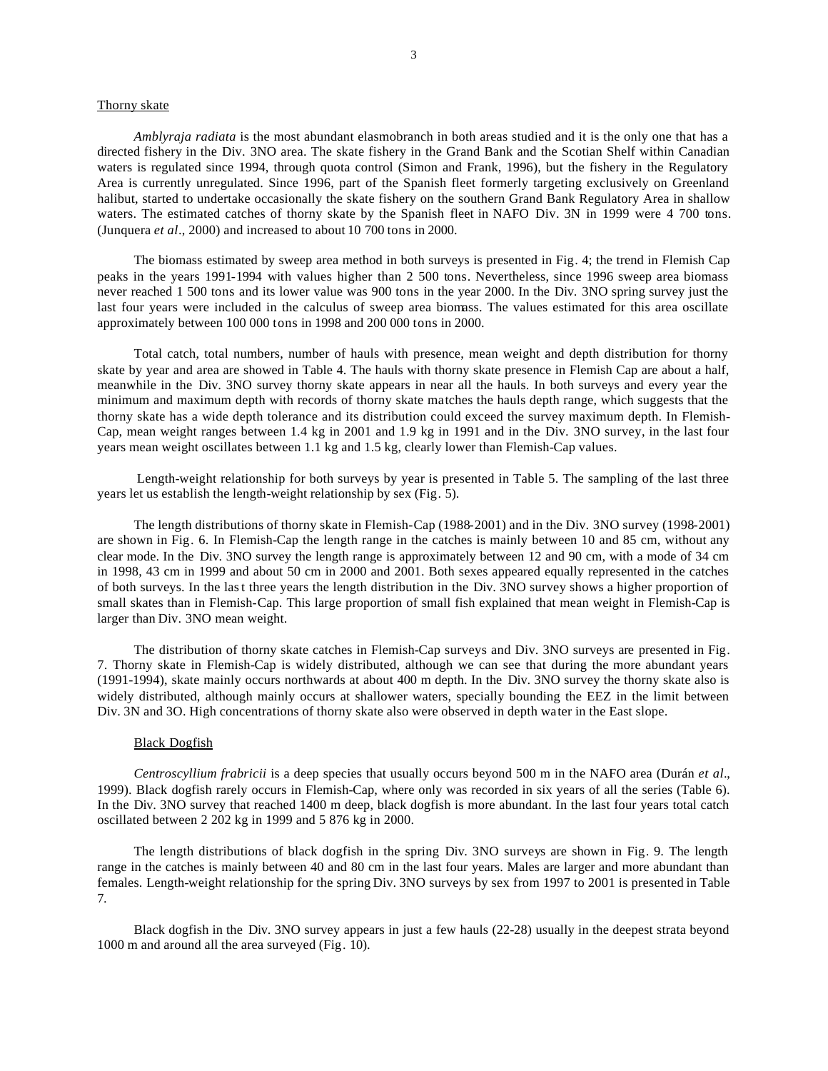Thorny skate

*Amblyraja radiata* is the most abundant elasmobranch in both areas studied and it is the only one that has a directed fishery in the Div. 3NO area. The skate fishery in the Grand Bank and the Scotian Shelf within Canadian waters is regulated since 1994, through quota control (Simon and Frank, 1996), but the fishery in the Regulatory Area is currently unregulated. Since 1996, part of the Spanish fleet formerly targeting exclusively on Greenland halibut, started to undertake occasionally the skate fishery on the southern Grand Bank Regulatory Area in shallow waters. The estimated catches of thorny skate by the Spanish fleet in NAFO Div. 3N in 1999 were 4 700 tons. (Junquera *et al*., 2000) and increased to about 10 700 tons in 2000.

The biomass estimated by sweep area method in both surveys is presented in Fig. 4; the trend in Flemish Cap peaks in the years 1991-1994 with values higher than 2 500 tons. Nevertheless, since 1996 sweep area biomass never reached 1 500 tons and its lower value was 900 tons in the year 2000. In the Div. 3NO spring survey just the last four years were included in the calculus of sweep area biomass. The values estimated for this area oscillate approximately between 100 000 tons in 1998 and 200 000 tons in 2000.

Total catch, total numbers, number of hauls with presence, mean weight and depth distribution for thorny skate by year and area are showed in Table 4. The hauls with thorny skate presence in Flemish Cap are about a half, meanwhile in the Div. 3NO survey thorny skate appears in near all the hauls. In both surveys and every year the minimum and maximum depth with records of thorny skate matches the hauls depth range, which suggests that the thorny skate has a wide depth tolerance and its distribution could exceed the survey maximum depth. In Flemish-Cap, mean weight ranges between 1.4 kg in 2001 and 1.9 kg in 1991 and in the Div. 3NO survey, in the last four years mean weight oscillates between 1.1 kg and 1.5 kg, clearly lower than Flemish-Cap values.

Length-weight relationship for both surveys by year is presented in Table 5. The sampling of the last three years let us establish the length-weight relationship by sex (Fig. 5).

The length distributions of thorny skate in Flemish-Cap (1988-2001) and in the Div. 3NO survey (1998-2001) are shown in Fig. 6. In Flemish-Cap the length range in the catches is mainly between 10 and 85 cm, without any clear mode. In the Div. 3NO survey the length range is approximately between 12 and 90 cm, with a mode of 34 cm in 1998, 43 cm in 1999 and about 50 cm in 2000 and 2001. Both sexes appeared equally represented in the catches of both surveys. In the last three years the length distribution in the Div. 3NO survey shows a higher proportion of small skates than in Flemish-Cap. This large proportion of small fish explained that mean weight in Flemish-Cap is larger than Div. 3NO mean weight.

The distribution of thorny skate catches in Flemish-Cap surveys and Div. 3NO surveys are presented in Fig. 7. Thorny skate in Flemish-Cap is widely distributed, although we can see that during the more abundant years (1991-1994), skate mainly occurs northwards at about 400 m depth. In the Div. 3NO survey the thorny skate also is widely distributed, although mainly occurs at shallower waters, specially bounding the EEZ in the limit between Div. 3N and 3O. High concentrations of thorny skate also were observed in depth water in the East slope.

Black Dogfish

*Centroscyllium frabricii* is a deep species that usually occurs beyond 500 m in the NAFO area (Durán *et al*., 1999). Black dogfish rarely occurs in Flemish-Cap, where only was recorded in six years of all the series (Table 6). In the Div. 3NO survey that reached 1400 m deep, black dogfish is more abundant. In the last four years total catch oscillated between 2 202 kg in 1999 and 5 876 kg in 2000.

The length distributions of black dogfish in the spring Div. 3NO surveys are shown in Fig. 9. The length range in the catches is mainly between 40 and 80 cm in the last four years. Males are larger and more abundant than females. Length-weight relationship for the spring Div. 3NO surveys by sex from 1997 to 2001 is presented in Table 7.

Black dogfish in the Div. 3NO survey appears in just a few hauls (22-28) usually in the deepest strata beyond 1000 m and around all the area surveyed (Fig. 10).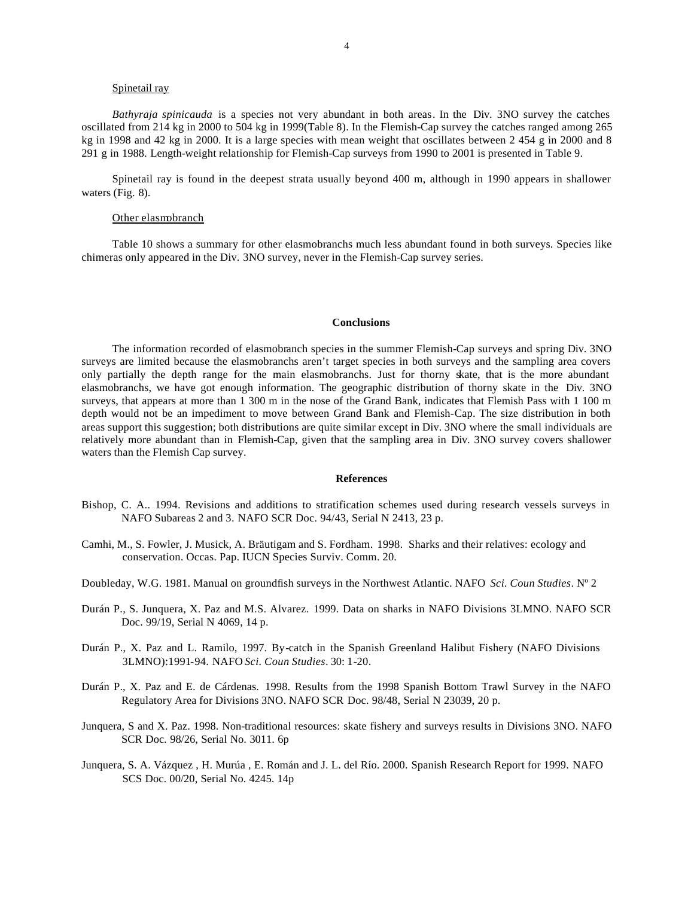Spinetail ray

*Bathyraja spinicauda* is a species not very abundant in both areas. In the Div. 3NO survey the catches oscillated from 214 kg in 2000 to 504 kg in 1999(Table 8). In the Flemish-Cap survey the catches ranged among 265 kg in 1998 and 42 kg in 2000. It is a large species with mean weight that oscillates between 2 454 g in 2000 and 8 291 g in 1988. Length-weight relationship for Flemish-Cap surveys from 1990 to 2001 is presented in Table 9.

Spinetail ray is found in the deepest strata usually beyond 400 m, although in 1990 appears in shallower waters (Fig. 8).

Other elasmobranch

Table 10 shows a summary for other elasmobranchs much less abundant found in both surveys. Species like chimeras only appeared in the Div. 3NO survey, never in the Flemish-Cap survey series.

## Conclusions

The information recorded of elasmobranch species in the summer Flemish-Cap surveys and spring Div. 3NO surveys are limited because the elasmobranchs aren't target species in both surveys and the sampling area covers only partially the depth range for the main elasmobranchs. Just for thorny skate, that is the more abundant elasmobranchs, we have got enough information. The geographic distribution of thorny skate in the Div. 3NO surveys, that appears at more than 1 300 m in the nose of the Grand Bank, indicates that Flemish Pass with 1 100 m depth would not be an impediment to move between Grand Bank and Flemish-Cap. The size distribution in both areas support this suggestion; both distributions are quite similar except in Div. 3NO where the small individuals are relatively more abundant than in Flemish-Cap, given that the sampling area in Div. 3NO survey covers shallower waters than the Flemish Cap survey.

## References

Bishop, C. A.. 1994. Revisions and additions to stratification schemes used during research vessels surveys in NAFO Subareas 2 and 3. NAFO SCR Doc. 94/43, Serial N 2413, 23 p.

Camhi, M., S. Fowler, J. Musick, A. Bräutigam and S. Fordham. 1998. Sharks and their relatives: ecology and conservation. Occas. Pap. IUCN Species Surviv. Comm. 20.

Doubleday, W.G. 1981. Manual on groundfish surveys in the Northwest Atlantic. NAFO *Sci. Coun Studies*. Nº 2

Durán P., S. Junquera, X. Paz and M.S. Alvarez. 1999. Data on sharks in NAFO Divisions 3LMNO. NAFO SCR Doc. 99/19, Serial N 4069, 14 p.

Durán P., X. Paz and L. Ramilo, 1997. By-catch in the Spanish Greenland Halibut Fishery (NAFO Divisions 3LMNO):1991-94. NAFO *Sci. Coun Studies*. 30: 1-20.

Durán P., X. Paz and E. de Cárdenas. 1998. Results from the 1998 Spanish Bottom Trawl Survey in the NAFO Regulatory Area for Divisions 3NO. NAFO SCR Doc. 98/48, Serial N 23039, 20 p.

Junquera, S and X. Paz. 1998. Non-traditional resources: skate fishery and surveys results in Divisions 3NO. NAFO SCR Doc. 98/26, Serial No. 3011. 6p

Junquera, S. A. Vázquez , H. Murúa , E. Román and J. L. del Río. 2000. Spanish Research Report for 1999. NAFO SCS Doc. 00/20, Serial No. 4245. 14p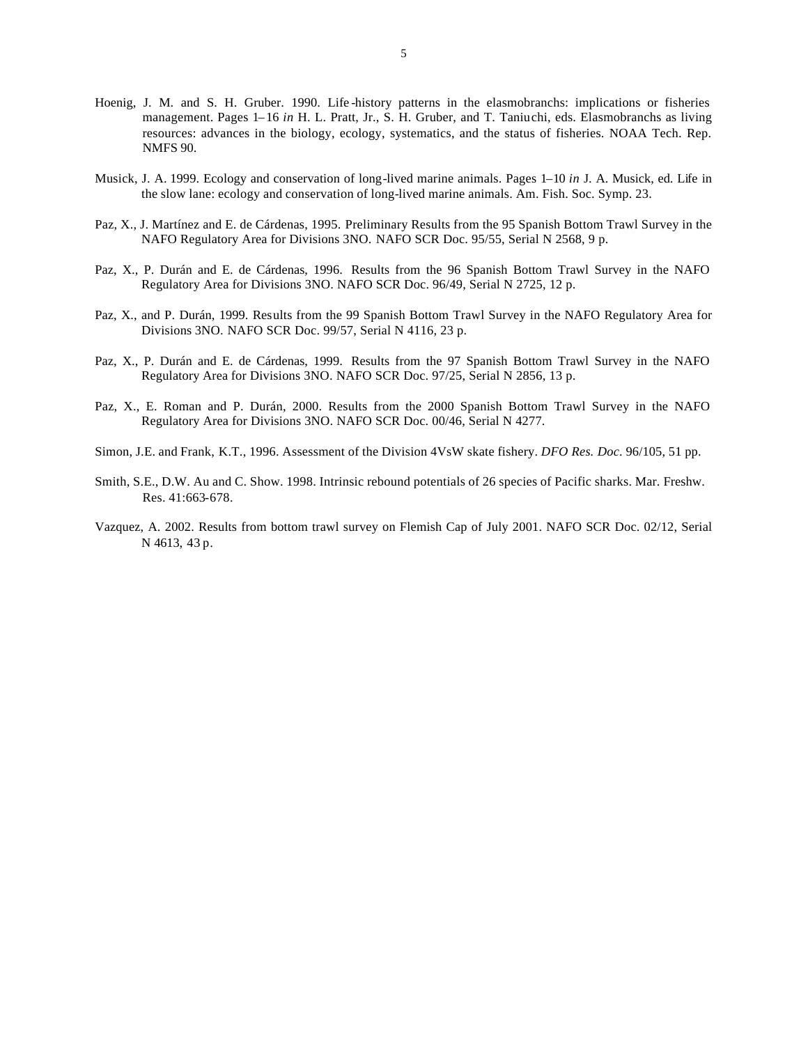Hoenig, J. M. and S. H. Gruber. 1990. Life-history patterns in the elasmobranchs: implications or fisheries management. Pages 1–16 *in* H. L. Pratt, Jr., S. H. Gruber, and T. Taniuchi, eds. Elasmobranchs as living resources: advances in the biology, ecology, systematics, and the status of fisheries. NOAA Tech. Rep. NMFS 90.

Musick, J. A. 1999. Ecology and conservation of long-lived marine animals. Pages 1–10 *in* J. A. Musick, ed. Life in the slow lane: ecology and conservation of long-lived marine animals. Am. Fish. Soc. Symp. 23.

Paz, X., J. Martínez and E. de Cárdenas, 1995. Preliminary Results from the 95 Spanish Bottom Trawl Survey in the NAFO Regulatory Area for Divisions 3NO. NAFO SCR Doc. 95/55, Serial N 2568, 9 p.

Paz, X., P. Durán and E. de Cárdenas, 1996. Results from the 96 Spanish Bottom Trawl Survey in the NAFO Regulatory Area for Divisions 3NO. NAFO SCR Doc. 96/49, Serial N 2725, 12 p.

Paz, X., and P. Durán, 1999. Results from the 99 Spanish Bottom Trawl Survey in the NAFO Regulatory Area for Divisions 3NO. NAFO SCR Doc. 99/57, Serial N 4116, 23 p.

Paz, X., P. Durán and E. de Cárdenas, 1999. Results from the 97 Spanish Bottom Trawl Survey in the NAFO Regulatory Area for Divisions 3NO. NAFO SCR Doc. 97/25, Serial N 2856, 13 p.

Paz, X., E. Roman and P. Durán, 2000. Results from the 2000 Spanish Bottom Trawl Survey in the NAFO Regulatory Area for Divisions 3NO. NAFO SCR Doc. 00/46, Serial N 4277.

Simon, J.E. and Frank, K.T., 1996. Assessment of the Division 4VsW skate fishery. *DFO Res. Doc*. 96/105, 51 pp.

Smith, S.E., D.W. Au and C. Show. 1998. Intrinsic rebound potentials of 26 species of Pacific sharks. Mar. Freshw. Res. 41:663-678.

Vazquez, A. 2002. Results from bottom trawl survey on Flemish Cap of July 2001. NAFO SCR Doc. 02/12, Serial N 4613, 43 p.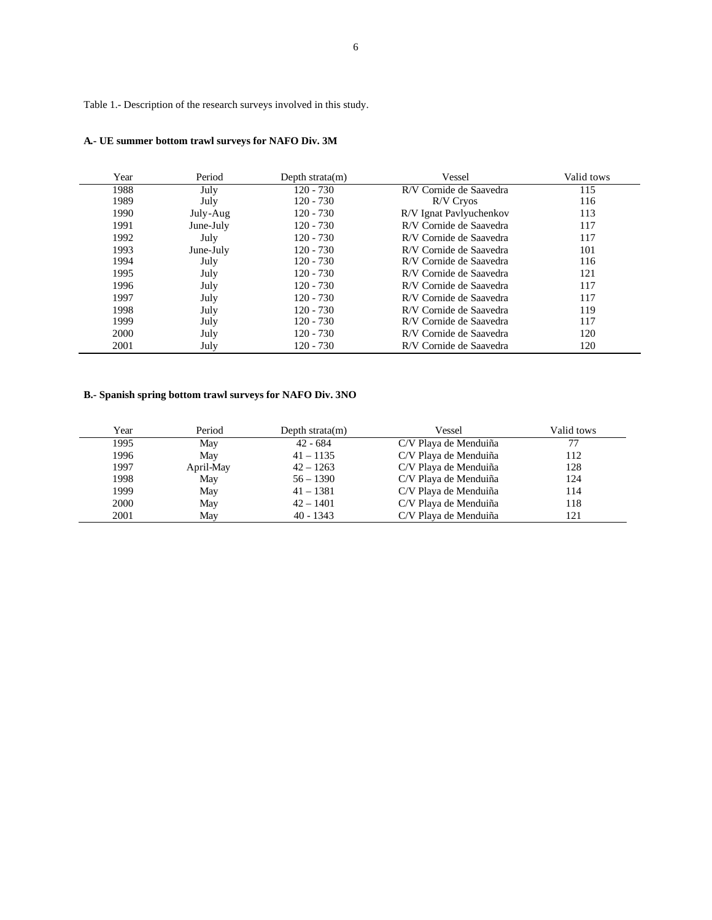Table 1.- Description of the research surveys involved in this study.

**A.- UE summer bottom trawl surveys for NAFO Div. 3M**

| Year | Period | Depth strata(m) | Vessel | Valid tows |
|---|---|---|---|---|
| 1988 | July | 120 - 730 | R/V Cornide de Saavedra | 115 |
| 1989 | July | 120 - 730 | R/V Cryos | 116 |
| 1990 | July-Aug | 120 - 730 | R/V Ignat Pavlyuchenkov | 113 |
| 1991 | June-July | 120 - 730 | R/V Cornide de Saavedra | 117 |
| 1992 | July | 120 - 730 | R/V Cornide de Saavedra | 117 |
| 1993 | June-July | 120 - 730 | R/V Cornide de Saavedra | 101 |
| 1994 | July | 120 - 730 | R/V Cornide de Saavedra | 116 |
| 1995 | July | 120 - 730 | R/V Cornide de Saavedra | 121 |
| 1996 | July | 120 - 730 | R/V Cornide de Saavedra | 117 |
| 1997 | July | 120 - 730 | R/V Cornide de Saavedra | 117 |
| 1998 | July | 120 - 730 | R/V Cornide de Saavedra | 119 |
| 1999 | July | 120 - 730 | R/V Cornide de Saavedra | 117 |
| 2000 | July | 120 - 730 | R/V Cornide de Saavedra | 120 |
| 2001 | July | 120 - 730 | R/V Cornide de Saavedra | 120 |

**B.- Spanish spring bottom trawl surveys for NAFO Div. 3NO**

| Year | Period | Depth strata(m) | Vessel | Valid tows |
|---|---|---|---|---|
| 1995 | May | 42 - 684 | C/V Playa de Menduiña | 77 |
| 1996 | May | 41 – 1135 | C/V Playa de Menduiña | 112 |
| 1997 | April-May | 42 – 1263 | C/V Playa de Menduiña | 128 |
| 1998 | May | 56 – 1390 | C/V Playa de Menduiña | 124 |
| 1999 | May | 41 – 1381 | C/V Playa de Menduiña | 114 |
| 2000 | May | 42 – 1401 | C/V Playa de Menduiña | 118 |
| 2001 | May | 40 - 1343 | C/V Playa de Menduiña | 121 |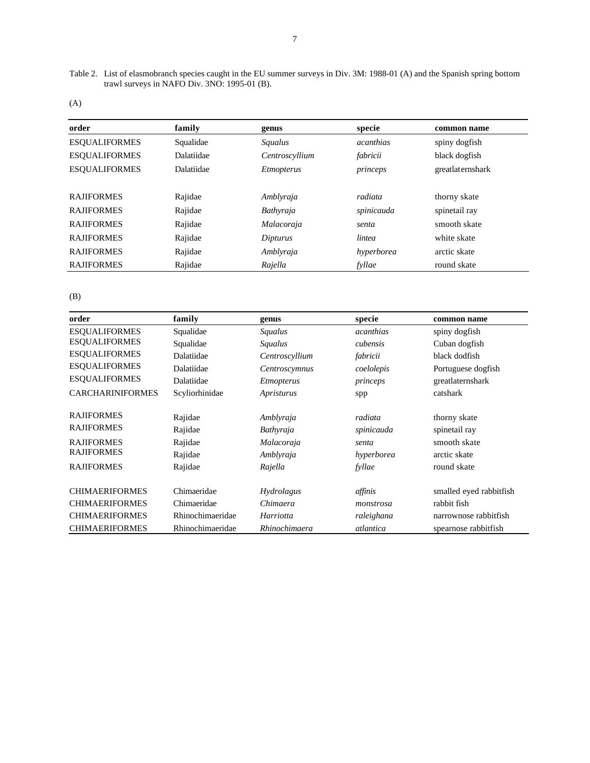Table 2. List of elasmobranch species caught in the EU summer surveys in Div. 3M: 1988-01 (A) and the Spanish spring bottom trawl surveys in NAFO Div. 3NO: 1995-01 (B).

(A)

| order | family | genus | specie | common name |
|---|---|---|---|---|
| ESQUALIFORMES | Squalidae | *Squalus* | *acanthias* | spiny dogfish |
| ESQUALIFORMES | Dalatiidae | *Centroscyllium* | *fabricii* | black dogfish |
| ESQUALIFORMES | Dalatiidae | *Etmopterus* | *princeps* | greatlaternshark |
| | | | | |
| RAJIFORMES | Rajidae | *Amblyraja* | *radiata* | thorny skate |
| RAJIFORMES | Rajidae | *Bathyraja* | *spinicauda* | spinetail ray |
| RAJIFORMES | Rajidae | *Malacoraja* | *senta* | smooth skate |
| RAJIFORMES | Rajidae | *Dipturus* | *lintea* | white skate |
| RAJIFORMES | Rajidae | *Amblyraja* | *hyperborea* | arctic skate |
| RAJIFORMES | Rajidae | *Rajella* | *fyllae* | round skate |

(B)

| order | family | genus | specie | common name |
|---|---|---|---|---|
| ESQUALIFORMES | Squalidae | *Squalus* | *acanthias* | spiny dogfish |
| ESQUALIFORMES | Squalidae | *Squalus* | *cubensis* | Cuban dogfish |
| ESQUALIFORMES | Dalatiidae | *Centroscyllium* | *fabricii* | black dodfish |
| ESQUALIFORMES | Dalatiidae | *Centroscymnus* | *coelolepis* | Portuguese dogfish |
| ESQUALIFORMES | Dalatiidae | *Etmopterus* | *princeps* | greatlaternshark |
| CARCHARINIFORMES | Scyliorhinidae | *Apristurus* | spp | catshark |
| | | | | |
| RAJIFORMES | Rajidae | *Amblyraja* | *radiata* | thorny skate |
| RAJIFORMES | Rajidae | *Bathyraja* | *spinicauda* | spinetail ray |
| RAJIFORMES | Rajidae | *Malacoraja* | *senta* | smooth skate |
| RAJIFORMES | Rajidae | *Amblyraja* | *hyperborea* | arctic skate |
| RAJIFORMES | Rajidae | *Rajella* | *fyllae* | round skate |
| | | | | |
| CHIMAERIFORMES | Chimaeridae | *Hydrolagus* | *affinis* | smalled eyed rabbitfish |
| CHIMAERIFORMES | Chimaeridae | *Chimaera* | *monstrosa* | rabbit fish |
| CHIMAERIFORMES | Rhinochimaeridae | *Harriotta* | *raleighana* | narrownose rabbitfish |
| CHIMAERIFORMES | Rhinochimaeridae | *Rhinochimaera* | *atlantica* | spearnose rabbitfish |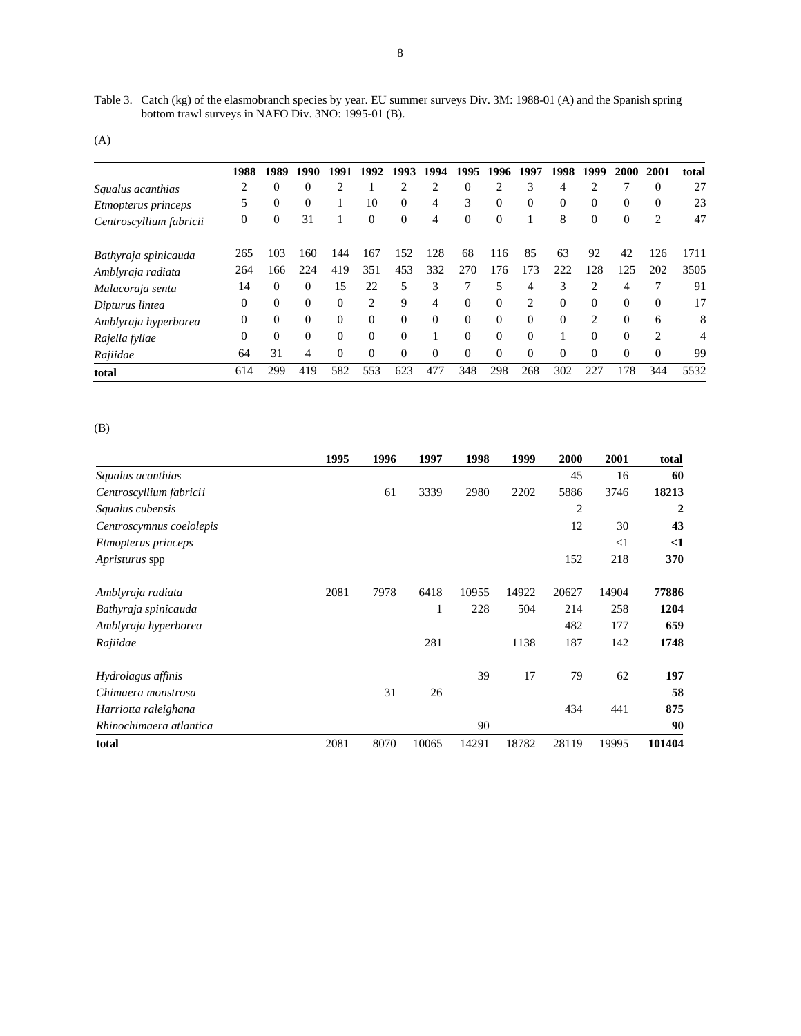Table 3. Catch (kg) of the elasmobranch species by year. EU summer surveys Div. 3M: 1988-01 (A) and the Spanish spring bottom trawl surveys in NAFO Div. 3NO: 1995-01 (B).

(A)

| | **1988** | **1989** | **1990** | **1991** | **1992** | **1993** | **1994** | **1995** | **1996** | **1997** | **1998** | **1999** | **2000** | **2001** | **total** |
|---|---|---|---|---|---|---|---|---|---|---|---|---|---|---|---|
| *Squalus acanthias* | 2 | 0 | 0 | 2 | 1 | 2 | 2 | 0 | 2 | 3 | 4 | 2 | 7 | 0 | 27 |
| *Etmopterus princeps* | 5 | 0 | 0 | 1 | 10 | 0 | 4 | 3 | 0 | 0 | 0 | 0 | 0 | 0 | 23 |
| *Centroscyllium fabricii* | 0 | 0 | 31 | 1 | 0 | 0 | 4 | 0 | 0 | 1 | 8 | 0 | 0 | 2 | 47 |
| *Bathyraja spinicauda* | 265 | 103 | 160 | 144 | 167 | 152 | 128 | 68 | 116 | 85 | 63 | 92 | 42 | 126 | 1711 |
| *Amblyraja radiata* | 264 | 166 | 224 | 419 | 351 | 453 | 332 | 270 | 176 | 173 | 222 | 128 | 125 | 202 | 3505 |
| *Malacoraja senta* | 14 | 0 | 0 | 15 | 22 | 5 | 3 | 7 | 5 | 4 | 3 | 2 | 4 | 7 | 91 |
| *Dipturus lintea* | 0 | 0 | 0 | 0 | 2 | 9 | 4 | 0 | 0 | 2 | 0 | 0 | 0 | 0 | 17 |
| *Amblyraja hyperborea* | 0 | 0 | 0 | 0 | 0 | 0 | 0 | 0 | 0 | 0 | 0 | 2 | 0 | 6 | 8 |
| *Rajella fyllae* | 0 | 0 | 0 | 0 | 0 | 0 | 1 | 0 | 0 | 0 | 1 | 0 | 0 | 2 | 4 |
| *Rajiidae* | 64 | 31 | 4 | 0 | 0 | 0 | 0 | 0 | 0 | 0 | 0 | 0 | 0 | 0 | 99 |
| **total** | 614 | 299 | 419 | 582 | 553 | 623 | 477 | 348 | 298 | 268 | 302 | 227 | 178 | 344 | 5532 |

(B)

| | **1995** | **1996** | **1997** | **1998** | **1999** | **2000** | **2001** | **total** |
|---|---|---|---|---|---|---|---|---|
| *Squalus acanthias* | | | | | | 45 | 16 | **60** |
| *Centroscyllium fabricii* | | 61 | 3339 | 2980 | 2202 | 5886 | 3746 | **18213** |
| *Squalus cubensis* | | | | | | 2 | | **2** |
| *Centroscymnus coelolepis* | | | | | | 12 | 30 | **43** |
| *Etmopterus princeps* | | | | | | | <1 | **<1** |
| *Apristurus* spp | | | | | | 152 | 218 | **370** |
| *Amblyraja radiata* | 2081 | 7978 | 6418 | 10955 | 14922 | 20627 | 14904 | **77886** |
| *Bathyraja spinicauda* | | | 1 | 228 | 504 | 214 | 258 | **1204** |
| *Amblyraja hyperborea* | | | | | | 482 | 177 | **659** |
| *Rajiidae* | | | 281 | | 1138 | 187 | 142 | **1748** |
| *Hydrolagus affinis* | | | | 39 | 17 | 79 | 62 | **197** |
| *Chimaera monstrosa* | | 31 | 26 | | | | | **58** |
| *Harriotta raleighana* | | | | | | 434 | 441 | **875** |
| *Rhinochimaera atlantica* | | | | 90 | | | | **90** |
| **total** | 2081 | 8070 | 10065 | 14291 | 18782 | 28119 | 19995 | **101404** |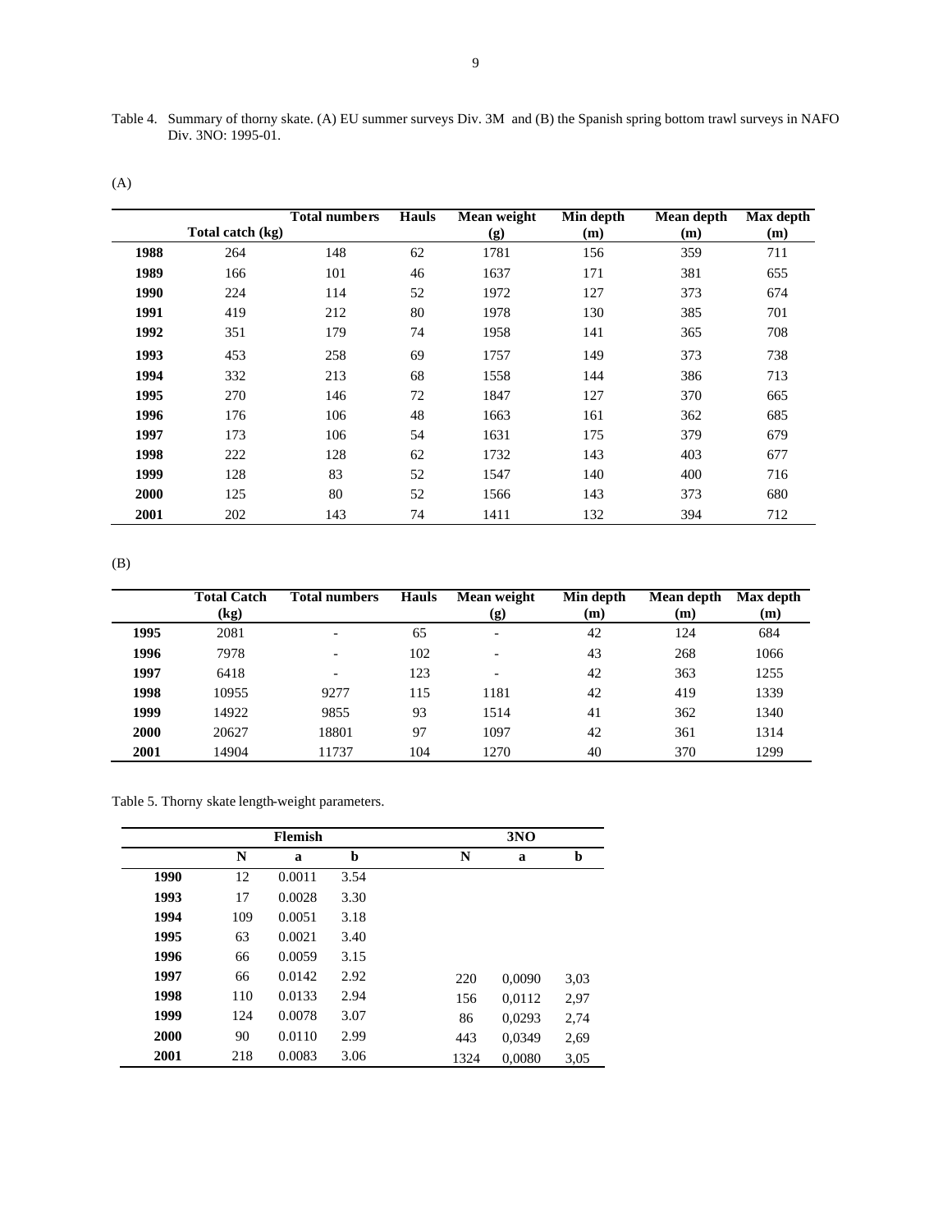Table 4. Summary of thorny skate. (A) EU summer surveys Div. 3M and (B) the Spanish spring bottom trawl surveys in NAFO Div. 3NO: 1995-01.

(A)

| | Total catch (kg) | Total numbers | Hauls | Mean weight (g) | Min depth (m) | Mean depth (m) | Max depth (m) |
|---|---|---|---|---|---|---|---|
| **1988** | 264 | 148 | 62 | 1781 | 156 | 359 | 711 |
| **1989** | 166 | 101 | 46 | 1637 | 171 | 381 | 655 |
| **1990** | 224 | 114 | 52 | 1972 | 127 | 373 | 674 |
| **1991** | 419 | 212 | 80 | 1978 | 130 | 385 | 701 |
| **1992** | 351 | 179 | 74 | 1958 | 141 | 365 | 708 |
| **1993** | 453 | 258 | 69 | 1757 | 149 | 373 | 738 |
| **1994** | 332 | 213 | 68 | 1558 | 144 | 386 | 713 |
| **1995** | 270 | 146 | 72 | 1847 | 127 | 370 | 665 |
| **1996** | 176 | 106 | 48 | 1663 | 161 | 362 | 685 |
| **1997** | 173 | 106 | 54 | 1631 | 175 | 379 | 679 |
| **1998** | 222 | 128 | 62 | 1732 | 143 | 403 | 677 |
| **1999** | 128 | 83 | 52 | 1547 | 140 | 400 | 716 |
| **2000** | 125 | 80 | 52 | 1566 | 143 | 373 | 680 |
| **2001** | 202 | 143 | 74 | 1411 | 132 | 394 | 712 |

(B)

| | Total Catch (kg) | Total numbers | Hauls | Mean weight (g) | Min depth (m) | Mean depth (m) | Max depth (m) |
|---|---|---|---|---|---|---|---|
| **1995** | 2081 | - | 65 | - | 42 | 124 | 684 |
| **1996** | 7978 | - | 102 | - | 43 | 268 | 1066 |
| **1997** | 6418 | - | 123 | - | 42 | 363 | 1255 |
| **1998** | 10955 | 9277 | 115 | 1181 | 42 | 419 | 1339 |
| **1999** | 14922 | 9855 | 93 | 1514 | 41 | 362 | 1340 |
| **2000** | 20627 | 18801 | 97 | 1097 | 42 | 361 | 1314 |
| **2001** | 14904 | 11737 | 104 | 1270 | 40 | 370 | 1299 |

Table 5. Thorny skate length-weight parameters.

| | Flemish | | | 3NO | | |
|---|---|---|---|---|---|---|
| | **N** | **a** | **b** | **N** | **a** | **b** |
| **1990** | 12 | 0.0011 | 3.54 | | | |
| **1993** | 17 | 0.0028 | 3.30 | | | |
| **1994** | 109 | 0.0051 | 3.18 | | | |
| **1995** | 63 | 0.0021 | 3.40 | | | |
| **1996** | 66 | 0.0059 | 3.15 | | | |
| **1997** | 66 | 0.0142 | 2.92 | 220 | 0,0090 | 3,03 |
| **1998** | 110 | 0.0133 | 2.94 | 156 | 0,0112 | 2,97 |
| **1999** | 124 | 0.0078 | 3.07 | 86 | 0,0293 | 2,74 |
| **2000** | 90 | 0.0110 | 2.99 | 443 | 0,0349 | 2,69 |
| **2001** | 218 | 0.0083 | 3.06 | 1324 | 0,0080 | 3,05 |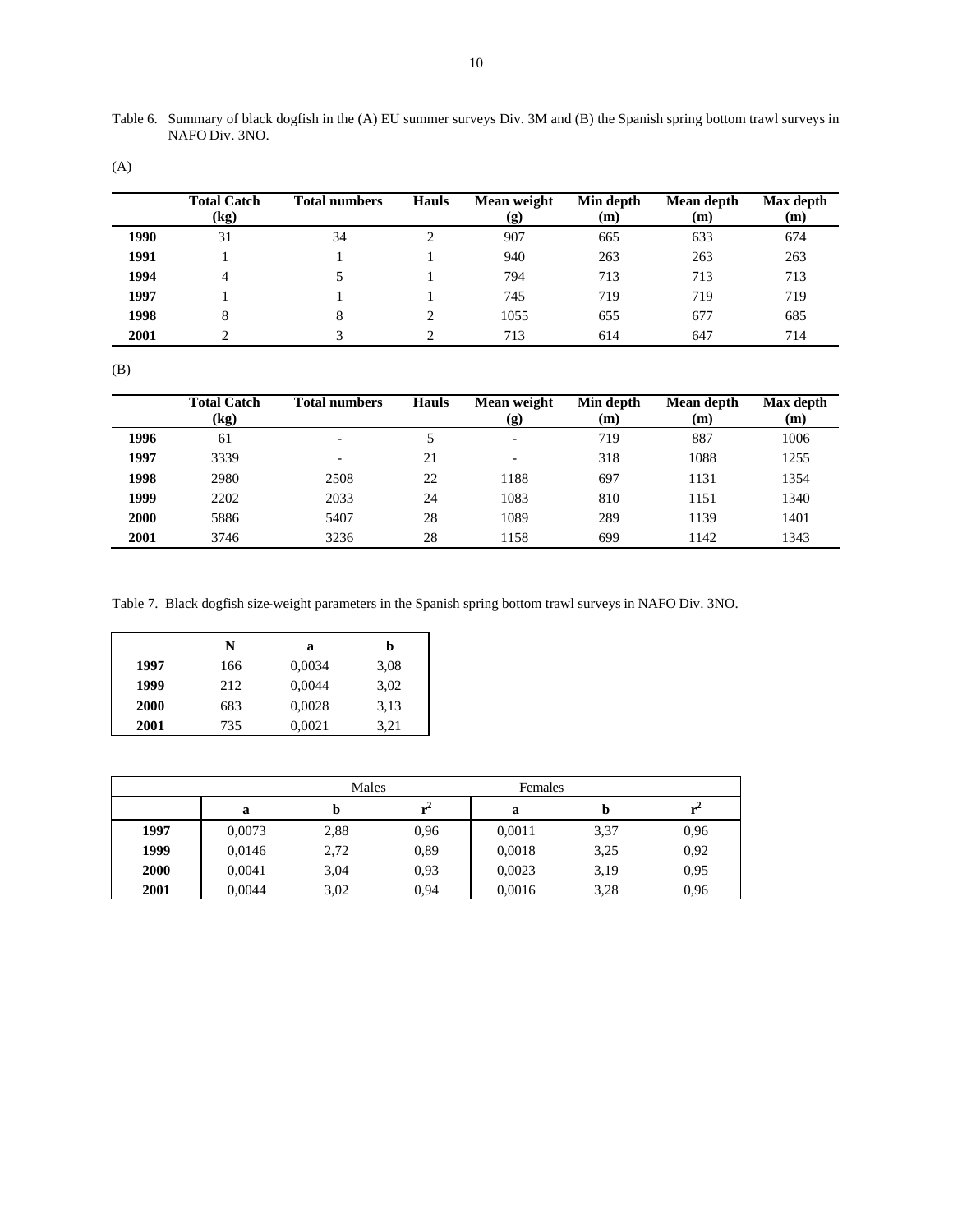Table 6. Summary of black dogfish in the (A) EU summer surveys Div. 3M and (B) the Spanish spring bottom trawl surveys in NAFO Div. 3NO.

(A)

| | Total Catch (kg) | Total numbers | Hauls | Mean weight (g) | Min depth (m) | Mean depth (m) | Max depth (m) |
|---|---|---|---|---|---|---|---|
| **1990** | 31 | 34 | 2 | 907 | 665 | 633 | 674 |
| **1991** | 1 | 1 | 1 | 940 | 263 | 263 | 263 |
| **1994** | 4 | 5 | 1 | 794 | 713 | 713 | 713 |
| **1997** | 1 | 1 | 1 | 745 | 719 | 719 | 719 |
| **1998** | 8 | 8 | 2 | 1055 | 655 | 677 | 685 |
| **2001** | 2 | 3 | 2 | 713 | 614 | 647 | 714 |

(B)

| | Total Catch (kg) | Total numbers | Hauls | Mean weight (g) | Min depth (m) | Mean depth (m) | Max depth (m) |
|---|---|---|---|---|---|---|---|
| **1996** | 61 | - | 5 | - | 719 | 887 | 1006 |
| **1997** | 3339 | - | 21 | - | 318 | 1088 | 1255 |
| **1998** | 2980 | 2508 | 22 | 1188 | 697 | 1131 | 1354 |
| **1999** | 2202 | 2033 | 24 | 1083 | 810 | 1151 | 1340 |
| **2000** | 5886 | 5407 | 28 | 1089 | 289 | 1139 | 1401 |
| **2001** | 3746 | 3236 | 28 | 1158 | 699 | 1142 | 1343 |

Table 7. Black dogfish size-weight parameters in the Spanish spring bottom trawl surveys in NAFO Div. 3NO.

| | N | a | b |
|---|---|---|---|
| **1997** | 166 | 0,0034 | 3,08 |
| **1999** | 212 | 0,0044 | 3,02 |
| **2000** | 683 | 0,0028 | 3,13 |
| **2001** | 735 | 0,0021 | 3,21 |

| | Males | | | Females | | |
|---|---|---|---|---|---|---|
| | **a** | **b** | $r^2$ | **a** | **b** | $r^2$ |
| **1997** | 0,0073 | 2,88 | 0,96 | 0,0011 | 3,37 | 0,96 |
| **1999** | 0,0146 | 2,72 | 0,89 | 0,0018 | 3,25 | 0,92 |
| **2000** | 0,0041 | 3,04 | 0,93 | 0,0023 | 3,19 | 0,95 |
| **2001** | 0,0044 | 3,02 | 0,94 | 0,0016 | 3,28 | 0,96 |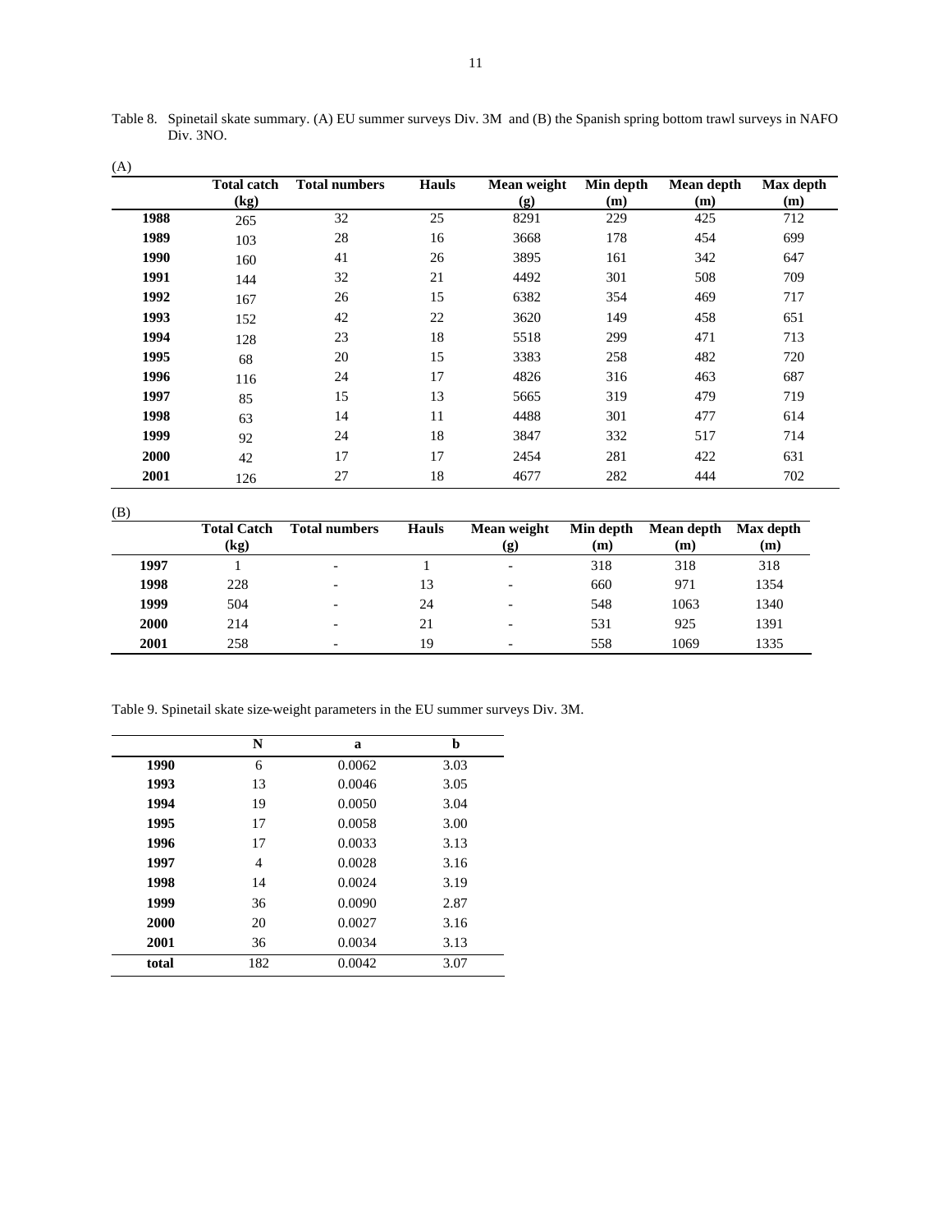Table 8. Spinetail skate summary. (A) EU summer surveys Div. 3M and (B) the Spanish spring bottom trawl surveys in NAFO Div. 3NO.

(A)

| | Total catch (kg) | Total numbers | Hauls | Mean weight (g) | Min depth (m) | Mean depth (m) | Max depth (m) |
|---|---|---|---|---|---|---|---|
| **1988** | 265 | 32 | 25 | 8291 | 229 | 425 | 712 |
| **1989** | 103 | 28 | 16 | 3668 | 178 | 454 | 699 |
| **1990** | 160 | 41 | 26 | 3895 | 161 | 342 | 647 |
| **1991** | 144 | 32 | 21 | 4492 | 301 | 508 | 709 |
| **1992** | 167 | 26 | 15 | 6382 | 354 | 469 | 717 |
| **1993** | 152 | 42 | 22 | 3620 | 149 | 458 | 651 |
| **1994** | 128 | 23 | 18 | 5518 | 299 | 471 | 713 |
| **1995** | 68 | 20 | 15 | 3383 | 258 | 482 | 720 |
| **1996** | 116 | 24 | 17 | 4826 | 316 | 463 | 687 |
| **1997** | 85 | 15 | 13 | 5665 | 319 | 479 | 719 |
| **1998** | 63 | 14 | 11 | 4488 | 301 | 477 | 614 |
| **1999** | 92 | 24 | 18 | 3847 | 332 | 517 | 714 |
| **2000** | 42 | 17 | 17 | 2454 | 281 | 422 | 631 |
| **2001** | 126 | 27 | 18 | 4677 | 282 | 444 | 702 |

(B)

| | Total Catch (kg) | Total numbers | Hauls | Mean weight (g) | Min depth (m) | Mean depth (m) | Max depth (m) |
|---|---|---|---|---|---|---|---|
| **1997** | 1 | - | 1 | - | 318 | 318 | 318 |
| **1998** | 228 | - | 13 | - | 660 | 971 | 1354 |
| **1999** | 504 | - | 24 | - | 548 | 1063 | 1340 |
| **2000** | 214 | - | 21 | - | 531 | 925 | 1391 |
| **2001** | 258 | - | 19 | - | 558 | 1069 | 1335 |

Table 9. Spinetail skate size-weight parameters in the EU summer surveys Div. 3M.

| | N | a | b |
|---|---|---|---|
| **1990** | 6 | 0.0062 | 3.03 |
| **1993** | 13 | 0.0046 | 3.05 |
| **1994** | 19 | 0.0050 | 3.04 |
| **1995** | 17 | 0.0058 | 3.00 |
| **1996** | 17 | 0.0033 | 3.13 |
| **1997** | 4 | 0.0028 | 3.16 |
| **1998** | 14 | 0.0024 | 3.19 |
| **1999** | 36 | 0.0090 | 2.87 |
| **2000** | 20 | 0.0027 | 3.16 |
| **2001** | 36 | 0.0034 | 3.13 |
| **total** | 182 | 0.0042 | 3.07 |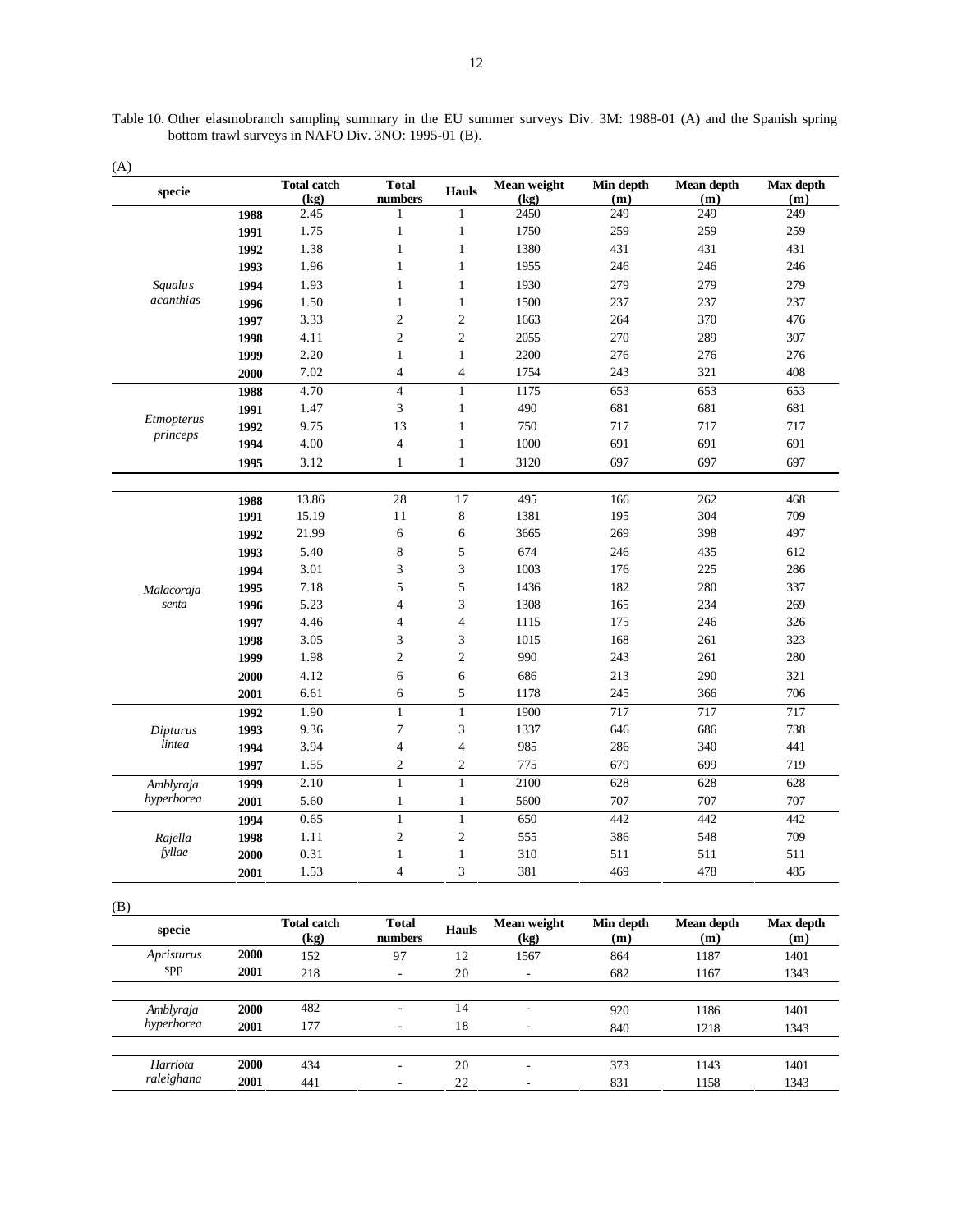Table 10. Other elasmobranch sampling summary in the EU summer surveys Div. 3M: 1988-01 (A) and the Spanish spring bottom trawl surveys in NAFO Div. 3NO: 1995-01 (B).

(A)

| specie | | Total catch (kg) | Total numbers | Hauls | Mean weight (kg) | Min depth (m) | Mean depth (m) | Max depth (m) |
|---|---|---|---|---|---|---|---|---|
| *Squalus acanthias* | **1988** | 2.45 | 1 | 1 | 2450 | 249 | 249 | 249 |
| | **1991** | 1.75 | 1 | 1 | 1750 | 259 | 259 | 259 |
| | **1992** | 1.38 | 1 | 1 | 1380 | 431 | 431 | 431 |
| | **1993** | 1.96 | 1 | 1 | 1955 | 246 | 246 | 246 |
| | **1994** | 1.93 | 1 | 1 | 1930 | 279 | 279 | 279 |
| | **1996** | 1.50 | 1 | 1 | 1500 | 237 | 237 | 237 |
| | **1997** | 3.33 | 2 | 2 | 1663 | 264 | 370 | 476 |
| | **1998** | 4.11 | 2 | 2 | 2055 | 270 | 289 | 307 |
| | **1999** | 2.20 | 1 | 1 | 2200 | 276 | 276 | 276 |
| | **2000** | 7.02 | 4 | 4 | 1754 | 243 | 321 | 408 |
| *Etmopterus princeps* | **1988** | 4.70 | 4 | 1 | 1175 | 653 | 653 | 653 |
| | **1991** | 1.47 | 3 | 1 | 490 | 681 | 681 | 681 |
| | **1992** | 9.75 | 13 | 1 | 750 | 717 | 717 | 717 |
| | **1994** | 4.00 | 4 | 1 | 1000 | 691 | 691 | 691 |
| | **1995** | 3.12 | 1 | 1 | 3120 | 697 | 697 | 697 |
| *Malacoraja senta* | **1988** | 13.86 | 28 | 17 | 495 | 166 | 262 | 468 |
| | **1991** | 15.19 | 11 | 8 | 1381 | 195 | 304 | 709 |
| | **1992** | 21.99 | 6 | 6 | 3665 | 269 | 398 | 497 |
| | **1993** | 5.40 | 8 | 5 | 674 | 246 | 435 | 612 |
| | **1994** | 3.01 | 3 | 3 | 1003 | 176 | 225 | 286 |
| | **1995** | 7.18 | 5 | 5 | 1436 | 182 | 280 | 337 |
| | **1996** | 5.23 | 4 | 3 | 1308 | 165 | 234 | 269 |
| | **1997** | 4.46 | 4 | 4 | 1115 | 175 | 246 | 326 |
| | **1998** | 3.05 | 3 | 3 | 1015 | 168 | 261 | 323 |
| | **1999** | 1.98 | 2 | 2 | 990 | 243 | 261 | 280 |
| | **2000** | 4.12 | 6 | 6 | 686 | 213 | 290 | 321 |
| | **2001** | 6.61 | 6 | 5 | 1178 | 245 | 366 | 706 |
| *Dipturus lintea* | **1992** | 1.90 | 1 | 1 | 1900 | 717 | 717 | 717 |
| | **1993** | 9.36 | 7 | 3 | 1337 | 646 | 686 | 738 |
| | **1994** | 3.94 | 4 | 4 | 985 | 286 | 340 | 441 |
| | **1997** | 1.55 | 2 | 2 | 775 | 679 | 699 | 719 |
| *Amblyraja hyperborea* | **1999** | 2.10 | 1 | 1 | 2100 | 628 | 628 | 628 |
| | **2001** | 5.60 | 1 | 1 | 5600 | 707 | 707 | 707 |
| *Rajella fyllae* | **1994** | 0.65 | 1 | 1 | 650 | 442 | 442 | 442 |
| | **1998** | 1.11 | 2 | 2 | 555 | 386 | 548 | 709 |
| | **2000** | 0.31 | 1 | 1 | 310 | 511 | 511 | 511 |
| | **2001** | 1.53 | 4 | 3 | 381 | 469 | 478 | 485 |

(B)

| specie | | Total catch (kg) | Total numbers | Hauls | Mean weight (kg) | Min depth (m) | Mean depth (m) | Max depth (m) |
|---|---|---|---|---|---|---|---|---|
| *Apristurus* spp | **2000** | 152 | 97 | 12 | 1567 | 864 | 1187 | 1401 |
| | **2001** | 218 | - | 20 | - | 682 | 1167 | 1343 |
| *Amblyraja hyperborea* | **2000** | 482 | - | 14 | - | 920 | 1186 | 1401 |
| | **2001** | 177 | - | 18 | - | 840 | 1218 | 1343 |
| *Harriota raleighana* | **2000** | 434 | - | 20 | - | 373 | 1143 | 1401 |
| | **2001** | 441 | - | 22 | - | 831 | 1158 | 1343 |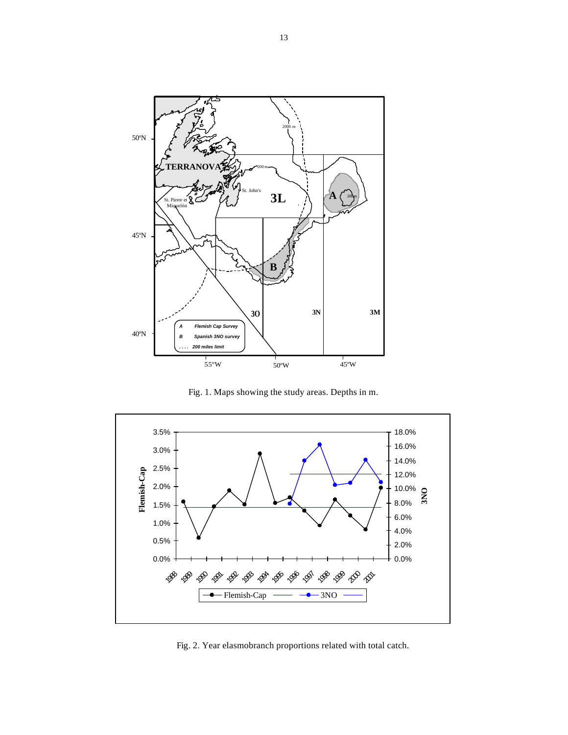Fig. 1. Maps showing the study areas. Depths in m.

Fig. 2. Year elasmobranch proportions related with total catch.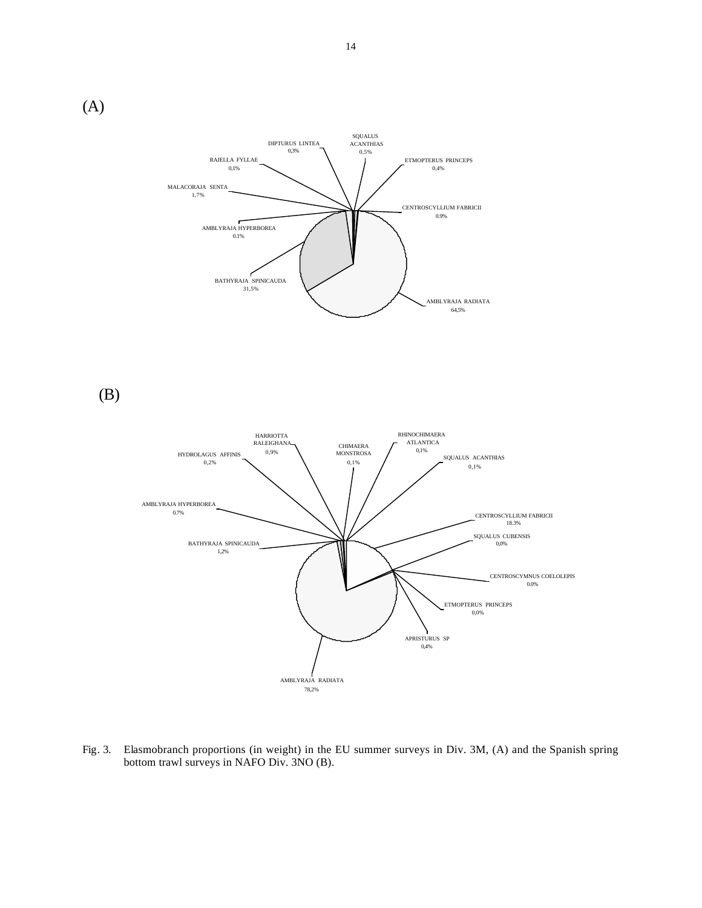(A)

DIPTURUS LINTEA 0,3%

SQUALUS ACANTHIAS 0,5%

RAJELLA FYLLAE 0,1%

ETMOPTERUS PRINCEPS 0,4%

MALACORAJA SENTA 1,7%

CENTROSCYLLIUM FABRICII 0.9%

AMBLYRAJA HYPERBOREA 0.1%

BATHYRAJA SPINICAUDA 31,5%

AMBLYRAJA RADIATA 64,5%

(B)

HARRIOTTA RALEIGHANA 0,9%

RHINOCHIMAERA ATLANTICA 0,1%

CHIMAERA MONSTROSA 0,1%

HYDROLAGUS AFFINIS 0,2%

SQUALUS ACANTHIAS 0,1%

AMBLYRAJA HYPERBOREA 0.7%

CENTROSCYLLIUM FABRICII 18.3%

SQUALUS CUBENSIS 0,0%

BATHYRAJA SPINICAUDA 1,2%

CENTROSCYMNUS COELOLEPIS 0.0%

ETMOPTERUS PRINCEPS 0,0%

APRISTURUS SP 0,4%

AMBLYRAJA RADIATA 78,2%

Fig. 3. Elasmobranch proportions (in weight) in the EU summer surveys in Div. 3M, (A) and the Spanish spring bottom trawl surveys in NAFO Div. 3NO (B).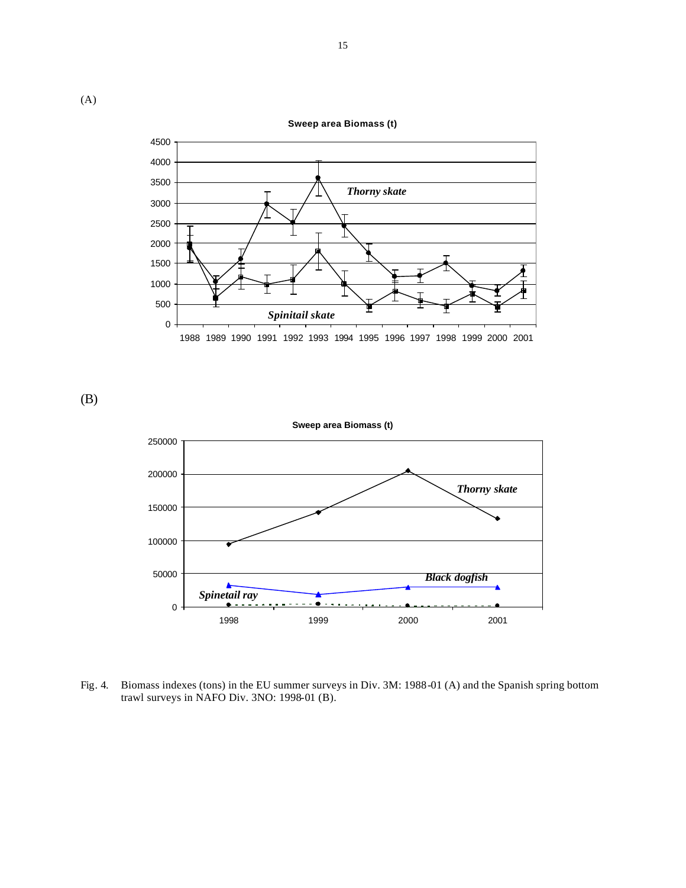(A)

(B)

Fig. 4. Biomass indexes (tons) in the EU summer surveys in Div. 3M: 1988-01 (A) and the Spanish spring bottom trawl surveys in NAFO Div. 3NO: 1998-01 (B).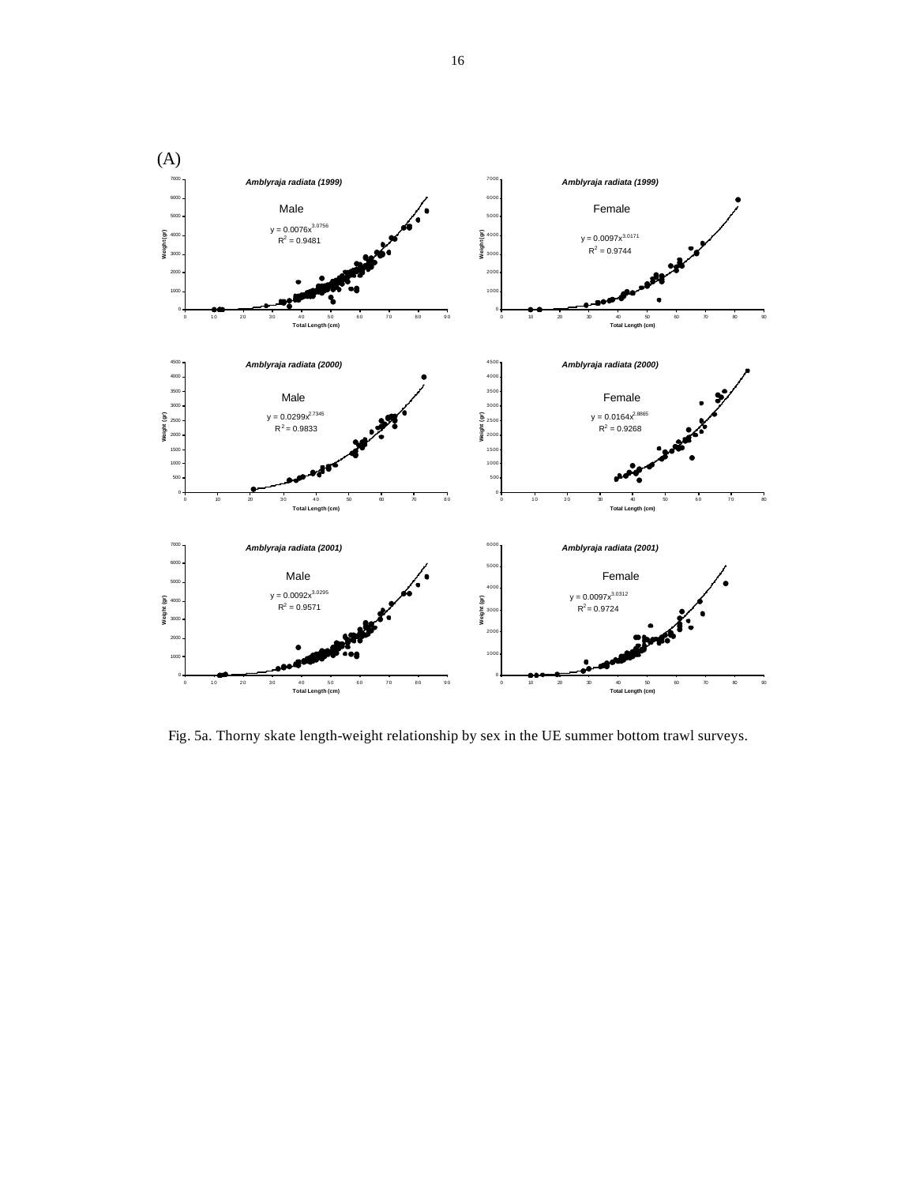(A)

Fig. 5a. Thorny skate length-weight relationship by sex in the UE summer bottom trawl surveys.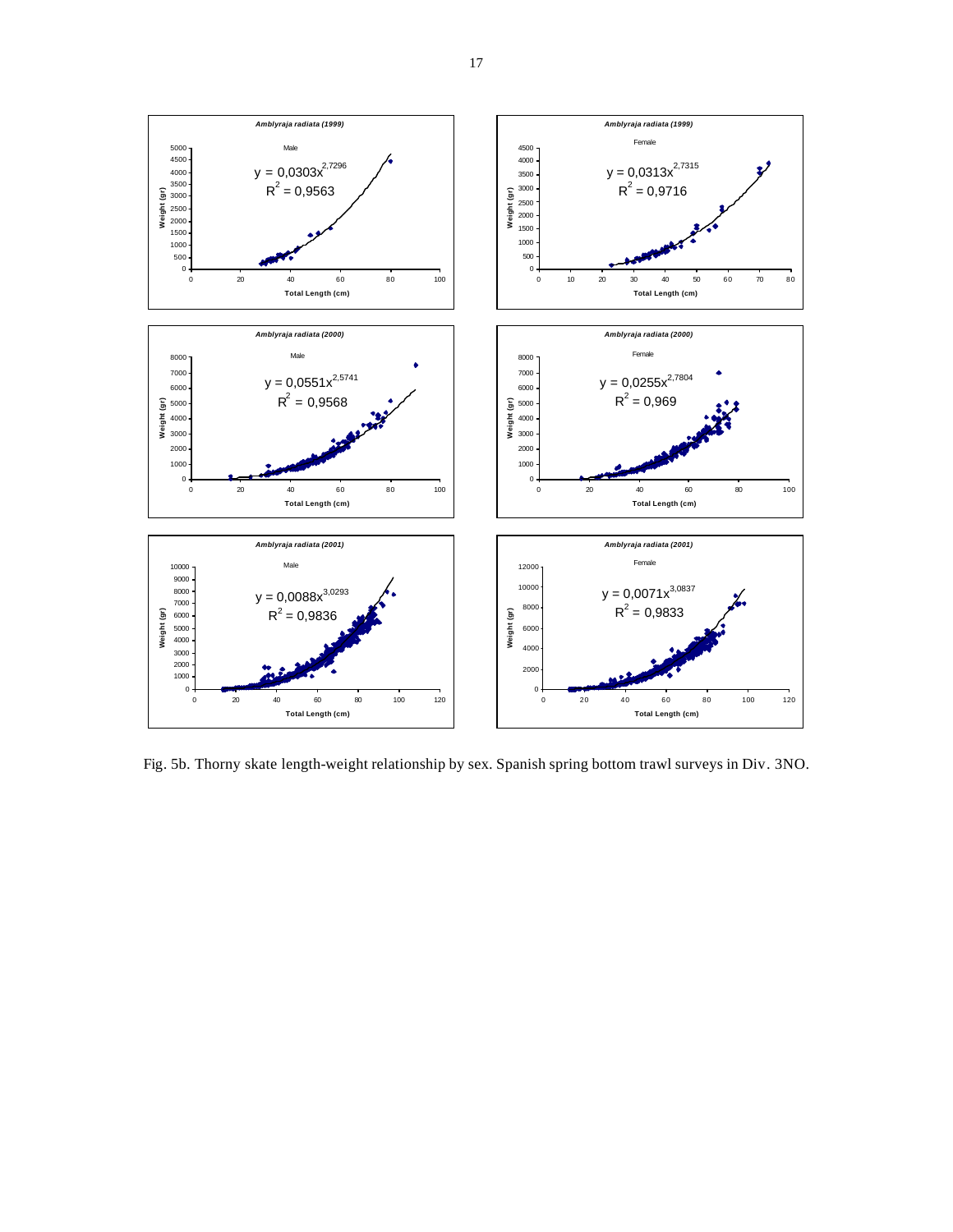Fig. 5b. Thorny skate length-weight relationship by sex. Spanish spring bottom trawl surveys in Div. 3NO.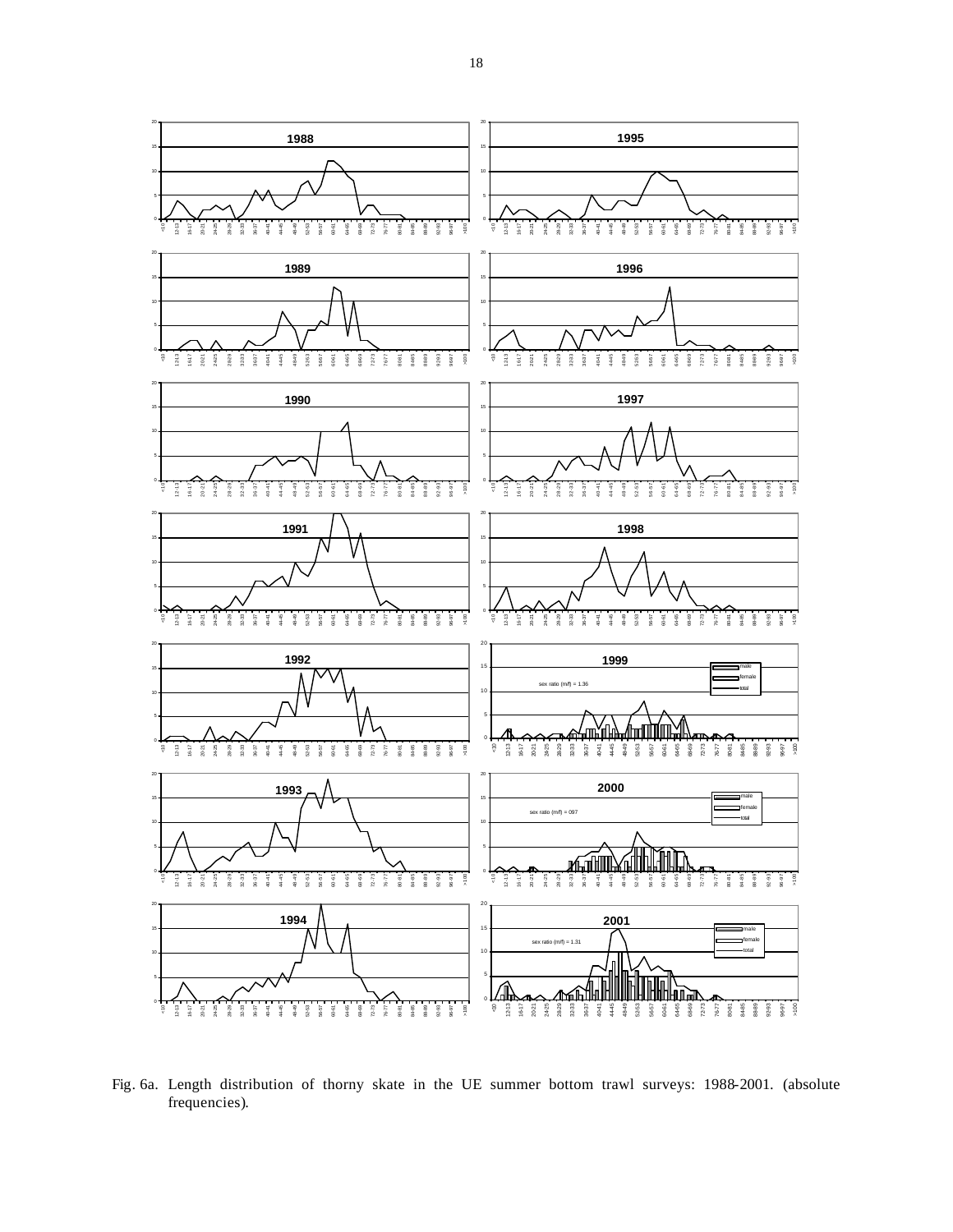Fig. 6a. Length distribution of thorny skate in the UE summer bottom trawl surveys: 1988-2001. (absolute frequencies).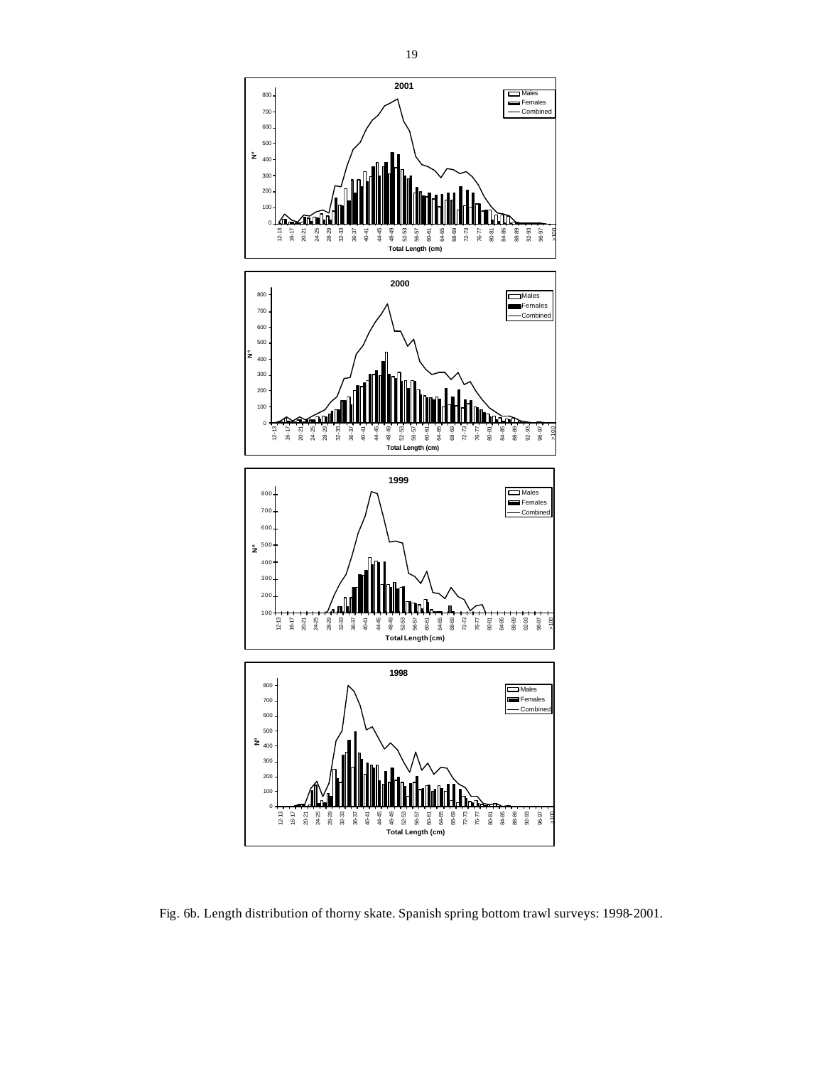Fig. 6b. Length distribution of thorny skate. Spanish spring bottom trawl surveys: 1998-2001.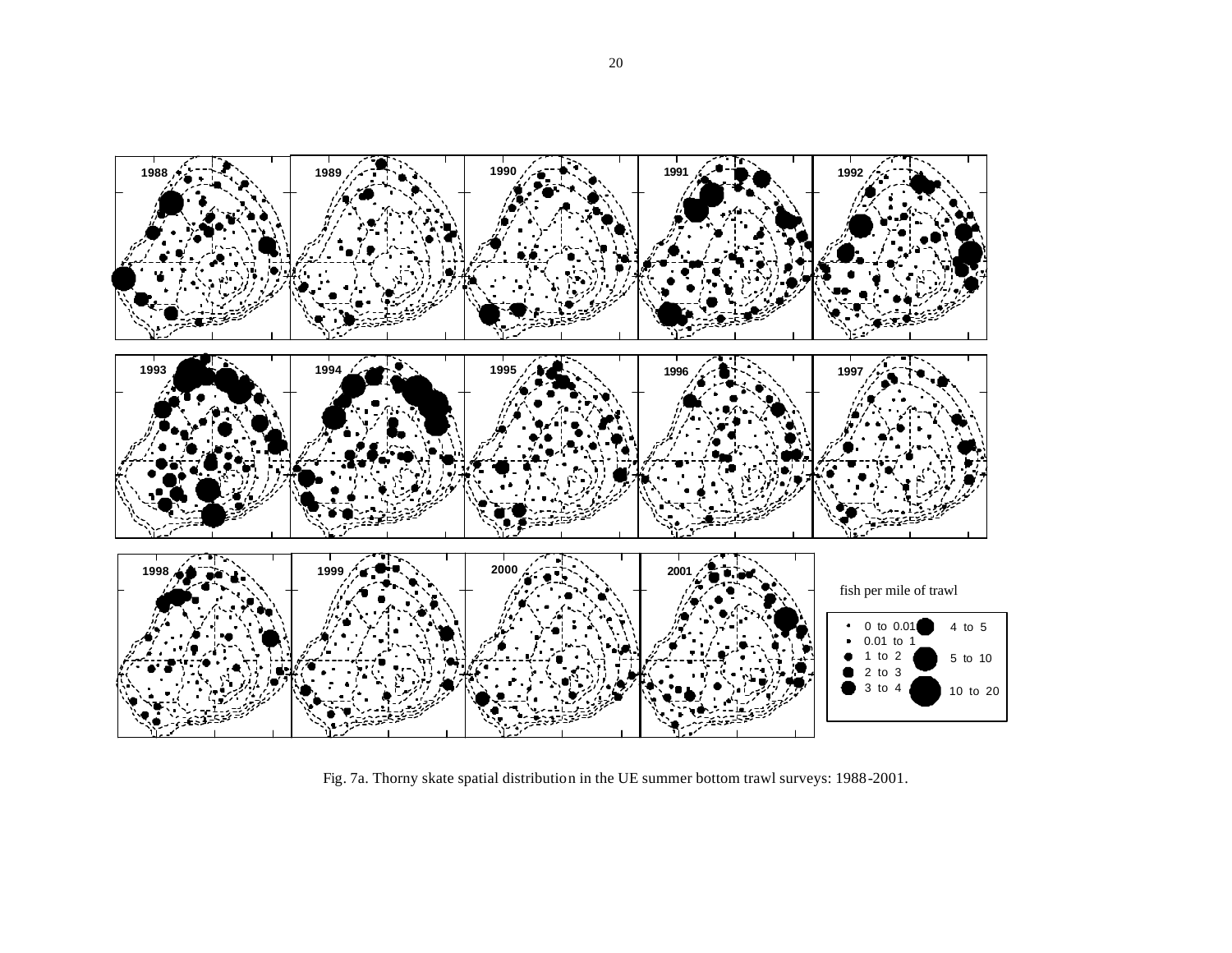Fig. 7a. Thorny skate spatial distribution in the UE summer bottom trawl surveys: 1988-2001.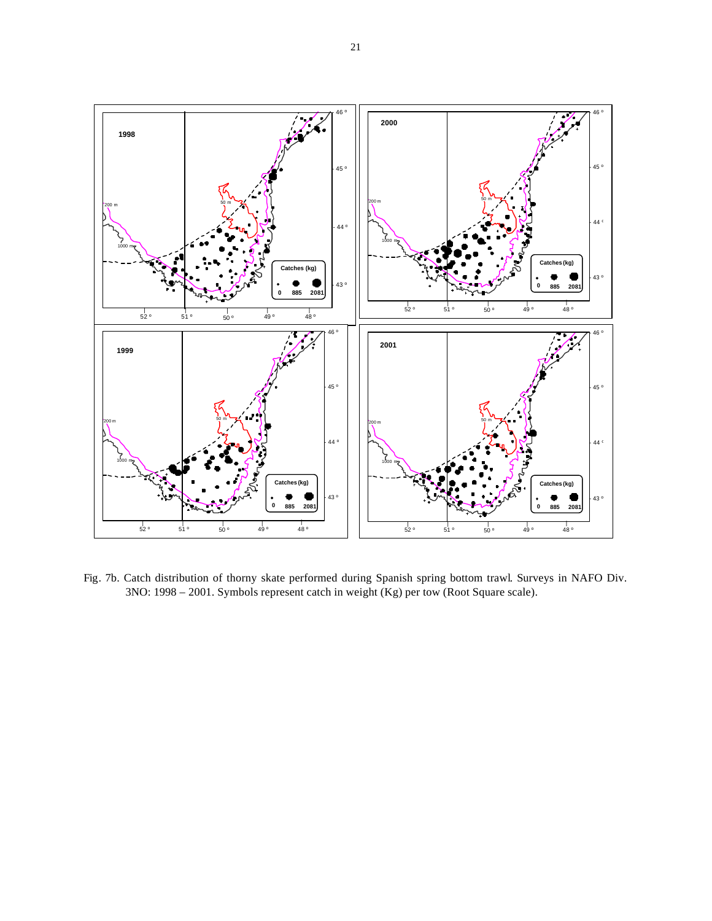Fig. 7b. Catch distribution of thorny skate performed during Spanish spring bottom trawl. Surveys in NAFO Div. 3NO: 1998 – 2001. Symbols represent catch in weight (Kg) per tow (Root Square scale).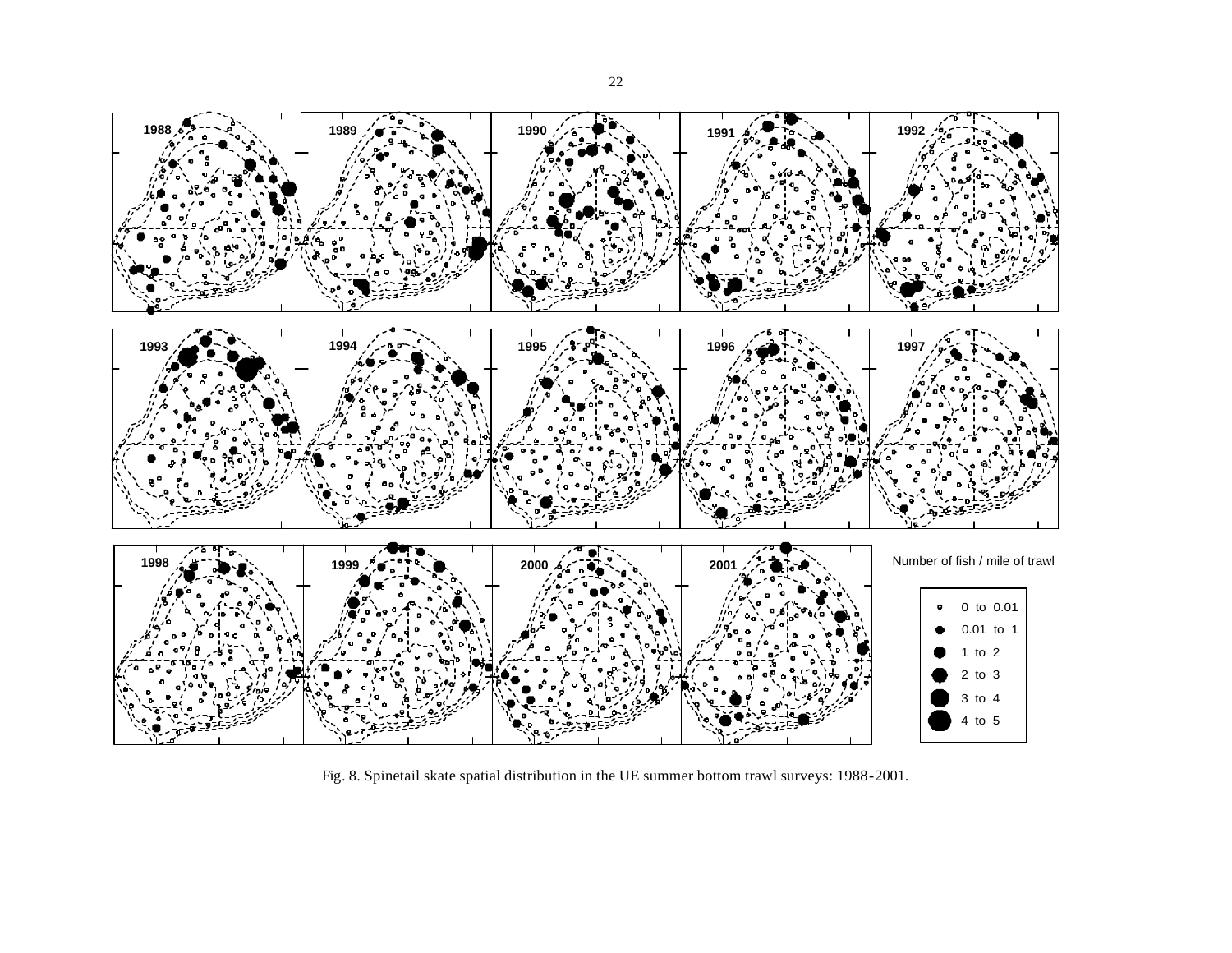1988 | 1989 | 1990 | 1991 | 1992

1993 | 1994 | 1995 | 1996 | 1997

1998 | 1999 | 2000 | 2001

Number of fish / mile of trawl

- 0 to 0.01
- 0.01 to 1
- 1 to 2
- 2 to 3
- 3 to 4
- 4 to 5

Fig. 8. Spinetail skate spatial distribution in the UE summer bottom trawl surveys: 1988-2001.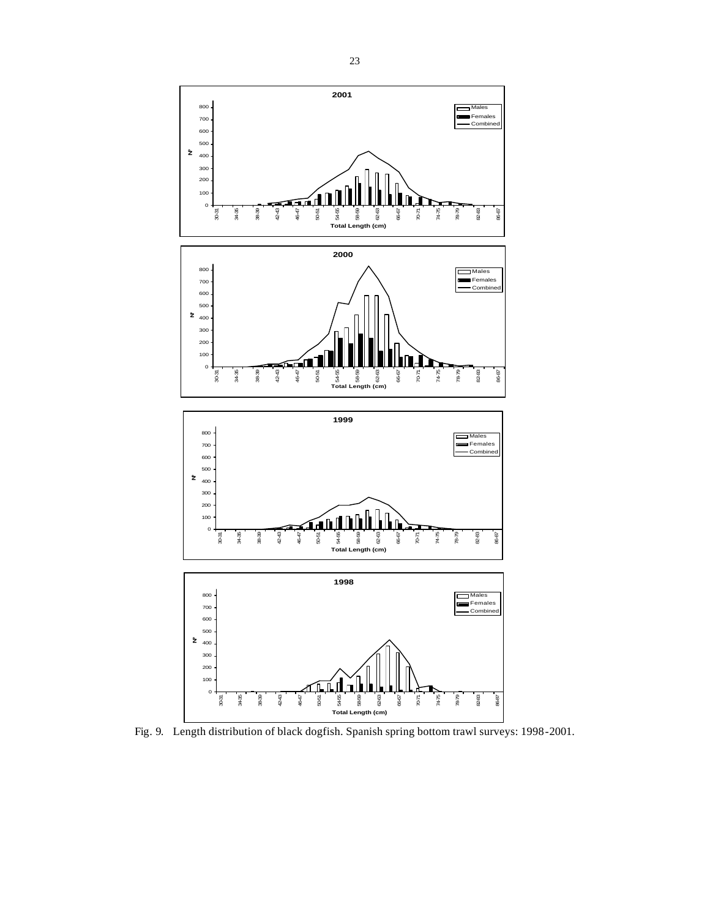Fig. 9. Length distribution of black dogfish. Spanish spring bottom trawl surveys: 1998-2001.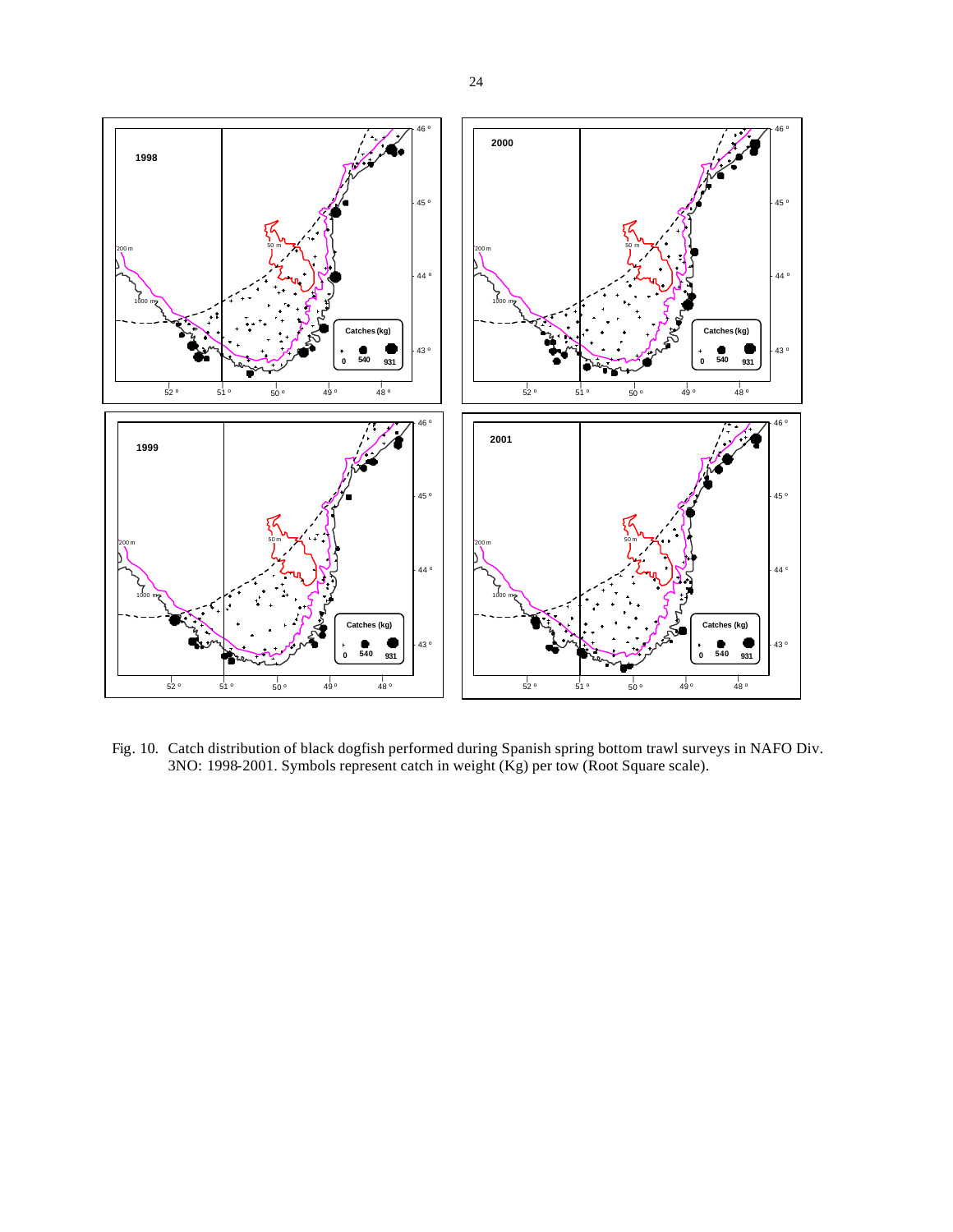1998

200 m

50 m

1000 m

Catches (kg)

0 540 931

46 º
45 º
44 º
43 º

52 º 51 º 50 º 49 º 48 º

2000

200 m

50 m

1000 m

Catches (kg)

0 540 931

46 º
45 º
44 º
43 º

52 º 51 º 50 º 49 º 48 º

1999

200 m

50 m

1000 m

Catches (kg)

0 540 931

46 º
45 º
44 º
43 º

52 º 51 º 50 º 49 º 48 º

2001

200 m

50 m

1000 m

Catches (kg)

0 540 931

46 º
45 º
44 º
43 º

52 º 51 º 50 º 49 º 48 º

Fig. 10. Catch distribution of black dogfish performed during Spanish spring bottom trawl surveys in NAFO Div. 3NO: 1998-2001. Symbols represent catch in weight (Kg) per tow (Root Square scale).